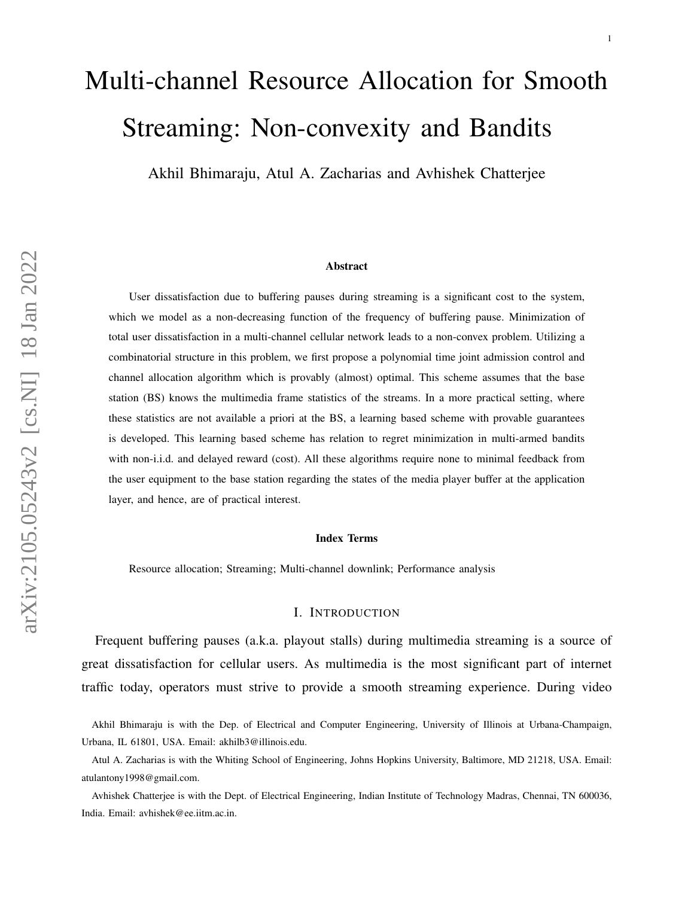# Multi-channel Resource Allocation for Smooth Streaming: Non-convexity and Bandits

Akhil Bhimaraju, Atul A. Zacharias and Avhishek Chatterjee

### Abstract

User dissatisfaction due to buffering pauses during streaming is a significant cost to the system, which we model as a non-decreasing function of the frequency of buffering pause. Minimization of total user dissatisfaction in a multi-channel cellular network leads to a non-convex problem. Utilizing a combinatorial structure in this problem, we first propose a polynomial time joint admission control and channel allocation algorithm which is provably (almost) optimal. This scheme assumes that the base station (BS) knows the multimedia frame statistics of the streams. In a more practical setting, where these statistics are not available a priori at the BS, a learning based scheme with provable guarantees is developed. This learning based scheme has relation to regret minimization in multi-armed bandits with non-i.i.d. and delayed reward (cost). All these algorithms require none to minimal feedback from the user equipment to the base station regarding the states of the media player buffer at the application layer, and hence, are of practical interest.

### Index Terms

Resource allocation; Streaming; Multi-channel downlink; Performance analysis

## I. Introduction

Frequent buffering pauses (a.k.a. playout stalls) during multimedia streaming is a source of great dissatisfaction for cellular users. As multimedia is the most significant part of internet traffic today, operators must strive to provide a smooth streaming experience. During video

Akhil Bhimaraju is with the Dep. of Electrical and Computer Engineering, University of Illinois at Urbana-Champaign, Urbana, IL 61801, USA. Email: akhilb3@illinois.edu.

Atul A. Zacharias is with the Whiting School of Engineering, Johns Hopkins University, Baltimore, MD 21218, USA. Email: atulantony1998@gmail.com.

Avhishek Chatterjee is with the Dept. of Electrical Engineering, Indian Institute of Technology Madras, Chennai, TN 600036, India. Email: avhishek@ee.iitm.ac.in.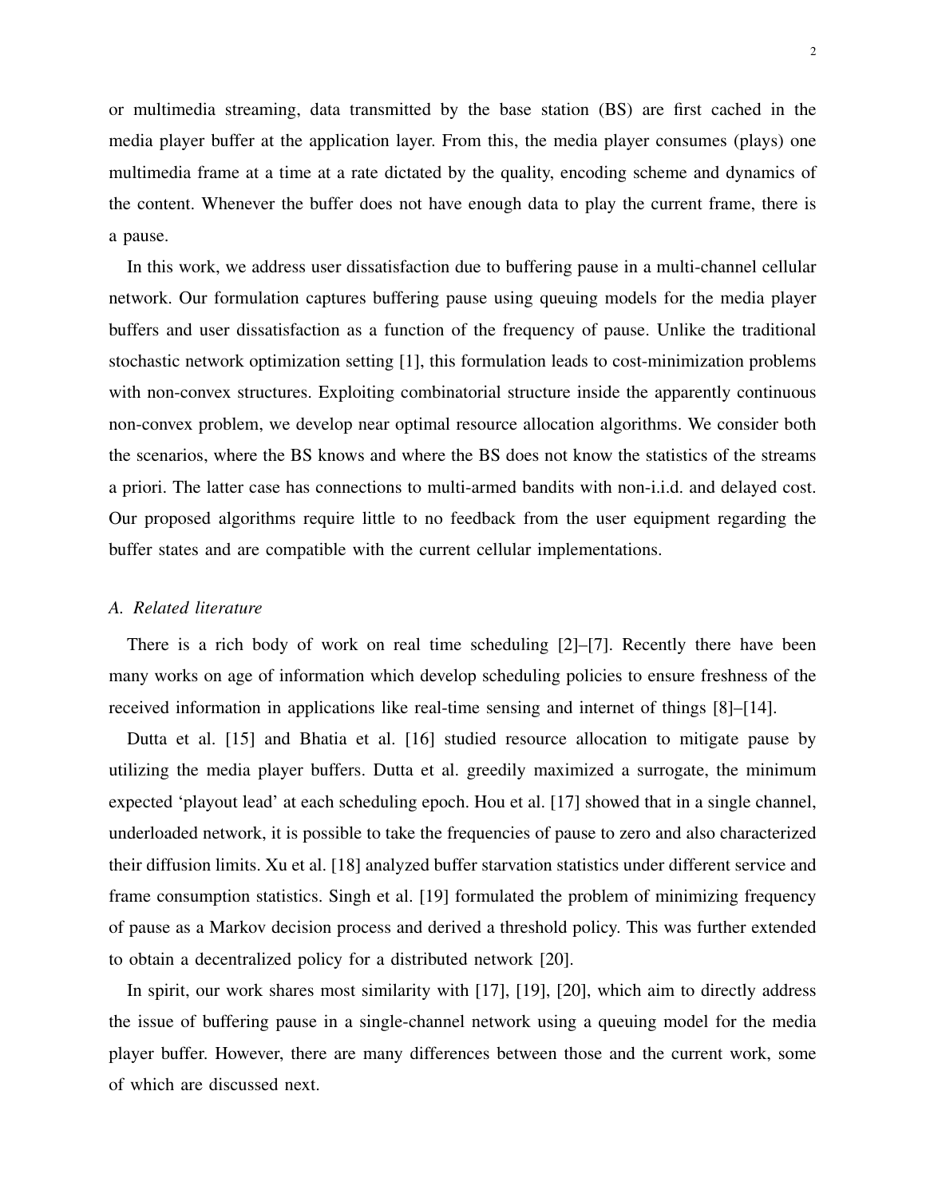or multimedia streaming, data transmitted by the base station (BS) are first cached in the media player buffer at the application layer. From this, the media player consumes (plays) one multimedia frame at a time at a rate dictated by the quality, encoding scheme and dynamics of the content. Whenever the buffer does not have enough data to play the current frame, there is a pause.

In this work, we address user dissatisfaction due to buffering pause in a multi-channel cellular network. Our formulation captures buffering pause using queuing models for the media player buffers and user dissatisfaction as a function of the frequency of pause. Unlike the traditional stochastic network optimization setting [1], this formulation leads to cost-minimization problems with non-convex structures. Exploiting combinatorial structure inside the apparently continuous non-convex problem, we develop near optimal resource allocation algorithms. We consider both the scenarios, where the BS knows and where the BS does not know the statistics of the streams a priori. The latter case has connections to multi-armed bandits with non-i.i.d. and delayed cost. Our proposed algorithms require little to no feedback from the user equipment regarding the buffer states and are compatible with the current cellular implementations.

### A. *Related literature*

There is a rich body of work on real time scheduling [2]–[7]. Recently there have been many works on age of information which develop scheduling policies to ensure freshness of the received information in applications like real-time sensing and internet of things [8]–[14].

Dutta et al. [15] and Bhatia et al. [16] studied resource allocation to mitigate pause by utilizing the media player buffers. Dutta et al. greedily maximized a surrogate, the minimum expected 'playout lead' at each scheduling epoch. Hou et al. [17] showed that in a single channel, underloaded network, it is possible to take the frequencies of pause to zero and also characterized their diffusion limits. Xu et al. [18] analyzed buffer starvation statistics under different service and frame consumption statistics. Singh et al. [19] formulated the problem of minimizing frequency of pause as a Markov decision process and derived a threshold policy. This was further extended to obtain a decentralized policy for a distributed network [20].

In spirit, our work shares most similarity with [17], [19], [20], which aim to directly address the issue of buffering pause in a single-channel network using a queuing model for the media player buffer. However, there are many differences between those and the current work, some of which are discussed next.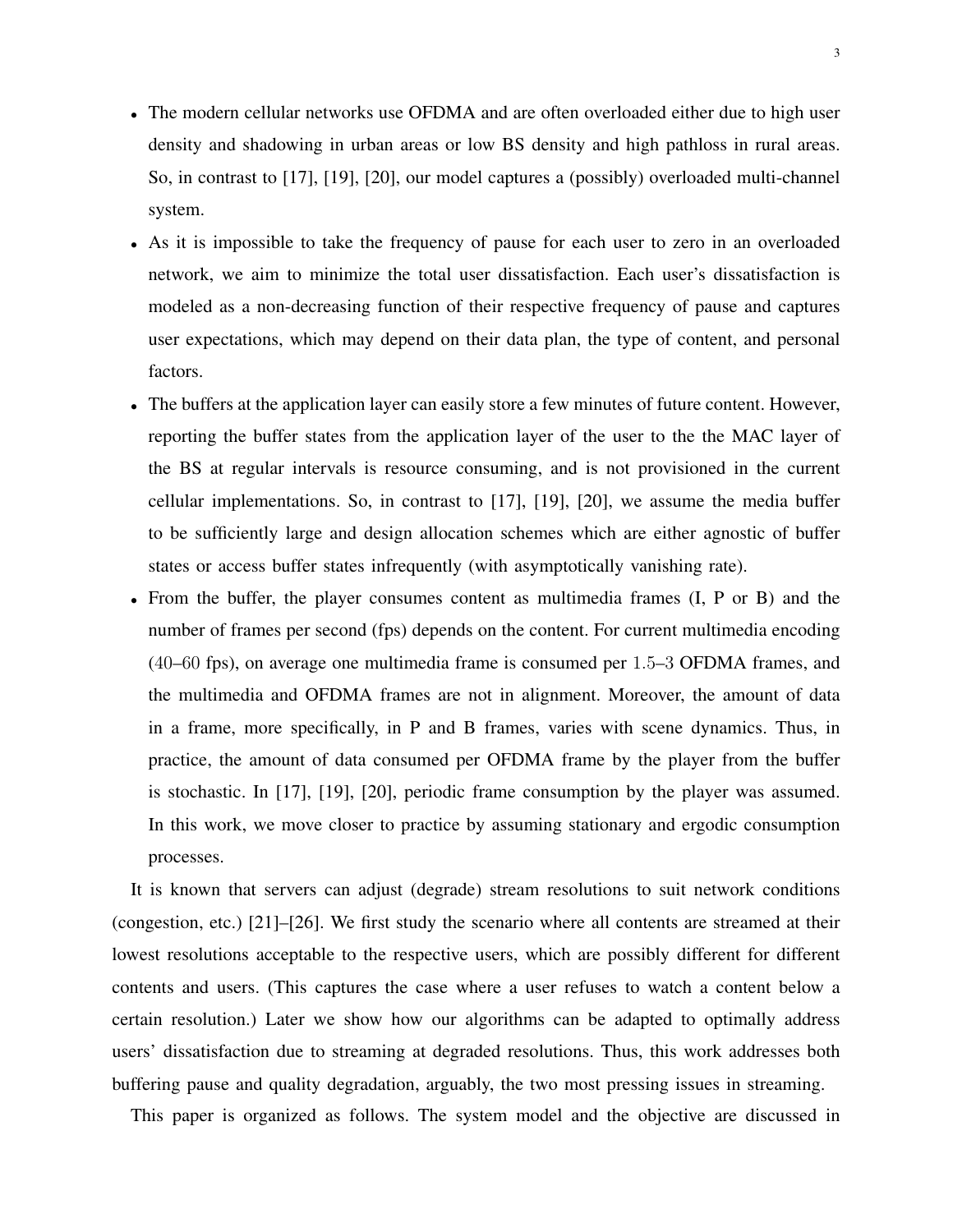- The modern cellular networks use OFDMA and are often overloaded either due to high user density and shadowing in urban areas or low BS density and high pathloss in rural areas. So, in contrast to [17], [19], [20], our model captures a (possibly) overloaded multi-channel system.
- As it is impossible to take the frequency of pause for each user to zero in an overloaded network, we aim to minimize the total user dissatisfaction. Each user's dissatisfaction is modeled as a non-decreasing function of their respective frequency of pause and captures user expectations, which may depend on their data plan, the type of content, and personal factors.
- The buffers at the application layer can easily store a few minutes of future content. However, reporting the buffer states from the application layer of the user to the the MAC layer of the BS at regular intervals is resource consuming, and is not provisioned in the current cellular implementations. So, in contrast to [17], [19], [20], we assume the media buffer to be sufficiently large and design allocation schemes which are either agnostic of buffer states or access buffer states infrequently (with asymptotically vanishing rate).
- From the buffer, the player consumes content as multimedia frames (I, P or B) and the number of frames per second (fps) depends on the content. For current multimedia encoding ($40$–$60$ fps), on average one multimedia frame is consumed per $1.5$–$3$ OFDMA frames, and the multimedia and OFDMA frames are not in alignment. Moreover, the amount of data in a frame, more specifically, in P and B frames, varies with scene dynamics. Thus, in practice, the amount of data consumed per OFDMA frame by the player from the buffer is stochastic. In [17], [19], [20], periodic frame consumption by the player was assumed. In this work, we move closer to practice by assuming stationary and ergodic consumption processes.

It is known that servers can adjust (degrade) stream resolutions to suit network conditions (congestion, etc.) [21]–[26]. We first study the scenario where all contents are streamed at their lowest resolutions acceptable to the respective users, which are possibly different for different contents and users. (This captures the case where a user refuses to watch a content below a certain resolution.) Later we show how our algorithms can be adapted to optimally address users' dissatisfaction due to streaming at degraded resolutions. Thus, this work addresses both buffering pause and quality degradation, arguably, the two most pressing issues in streaming.

This paper is organized as follows. The system model and the objective are discussed in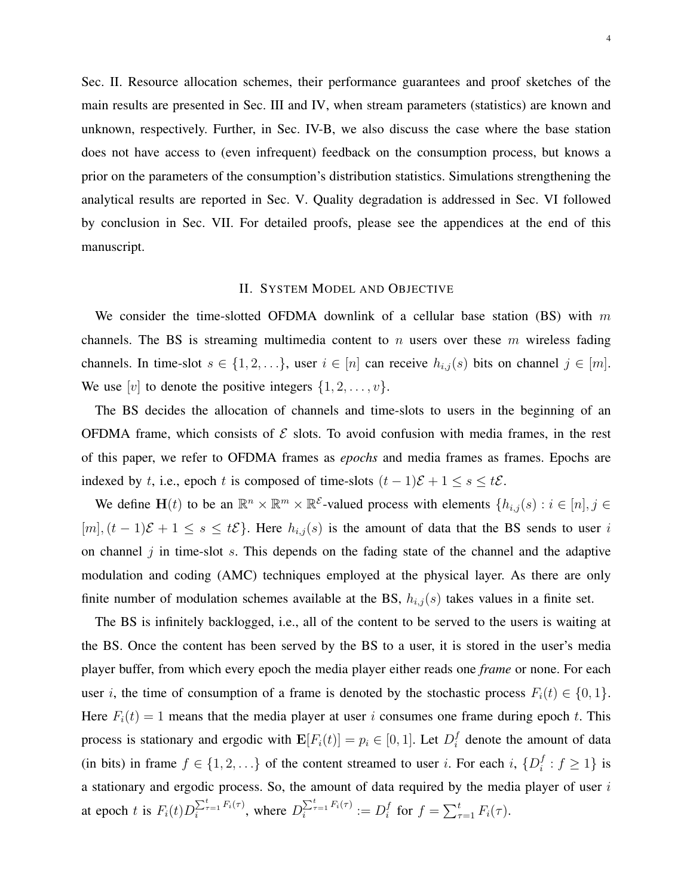Sec. II. Resource allocation schemes, their performance guarantees and proof sketches of the main results are presented in Sec. III and IV, when stream parameters (statistics) are known and unknown, respectively. Further, in Sec. IV-B, we also discuss the case where the base station does not have access to (even infrequent) feedback on the consumption process, but knows a prior on the parameters of the consumption's distribution statistics. Simulations strengthening the analytical results are reported in Sec. V. Quality degradation is addressed in Sec. VI followed by conclusion in Sec. VII. For detailed proofs, please see the appendices at the end of this manuscript.

## II. System Model and Objective

We consider the time-slotted OFDMA downlink of a cellular base station (BS) with $m$ channels. The BS is streaming multimedia content to $n$ users over these $m$ wireless fading channels. In time-slot $s \in \{1, 2, \ldots\}$, user $i \in [n]$ can receive $h_{i,j}(s)$ bits on channel $j \in [m]$. We use $[v]$ to denote the positive integers $\{1, 2, \ldots, v\}$.

The BS decides the allocation of channels and time-slots to users in the beginning of an OFDMA frame, which consists of $\mathcal{E}$ slots. To avoid confusion with media frames, in the rest of this paper, we refer to OFDMA frames as *epochs* and media frames as frames. Epochs are indexed by $t$, i.e., epoch $t$ is composed of time-slots $(t-1)\mathcal{E} + 1 \leq s \leq t\mathcal{E}$.

We define $\mathbf{H}(t)$ to be an $\mathbb{R}^n \times \mathbb{R}^m \times \mathbb{R}^{\mathcal{E}}$-valued process with elements $\{h_{i,j}(s) : i \in [n], j \in [m], (t-1)\mathcal{E} + 1 \leq s \leq t\mathcal{E}\}$. Here $h_{i,j}(s)$ is the amount of data that the BS sends to user $i$ on channel $j$ in time-slot $s$. This depends on the fading state of the channel and the adaptive modulation and coding (AMC) techniques employed at the physical layer. As there are only finite number of modulation schemes available at the BS, $h_{i,j}(s)$ takes values in a finite set.

The BS is infinitely backlogged, i.e., all of the content to be served to the users is waiting at the BS. Once the content has been served by the BS to a user, it is stored in the user's media player buffer, from which every epoch the media player either reads one *frame* or none. For each user $i$, the time of consumption of a frame is denoted by the stochastic process $F_i(t) \in \{0, 1\}$. Here $F_i(t) = 1$ means that the media player at user $i$ consumes one frame during epoch $t$. This process is stationary and ergodic with $\mathbf{E}[F_i(t)] = p_i \in [0, 1]$. Let $D_i^f$ denote the amount of data (in bits) in frame $f \in \{1, 2, \ldots\}$ of the content streamed to user $i$. For each $i$, $\{D_i^f : f \geq 1\}$ is a stationary and ergodic process. So, the amount of data required by the media player of user $i$ at epoch $t$ is $F_i(t) D_i^{\sum_{\tau=1}^{t} F_i(\tau)}$, where $D_i^{\sum_{\tau=1}^{t} F_i(\tau)} := D_i^f$ for $f = \sum_{\tau=1}^{t} F_i(\tau)$.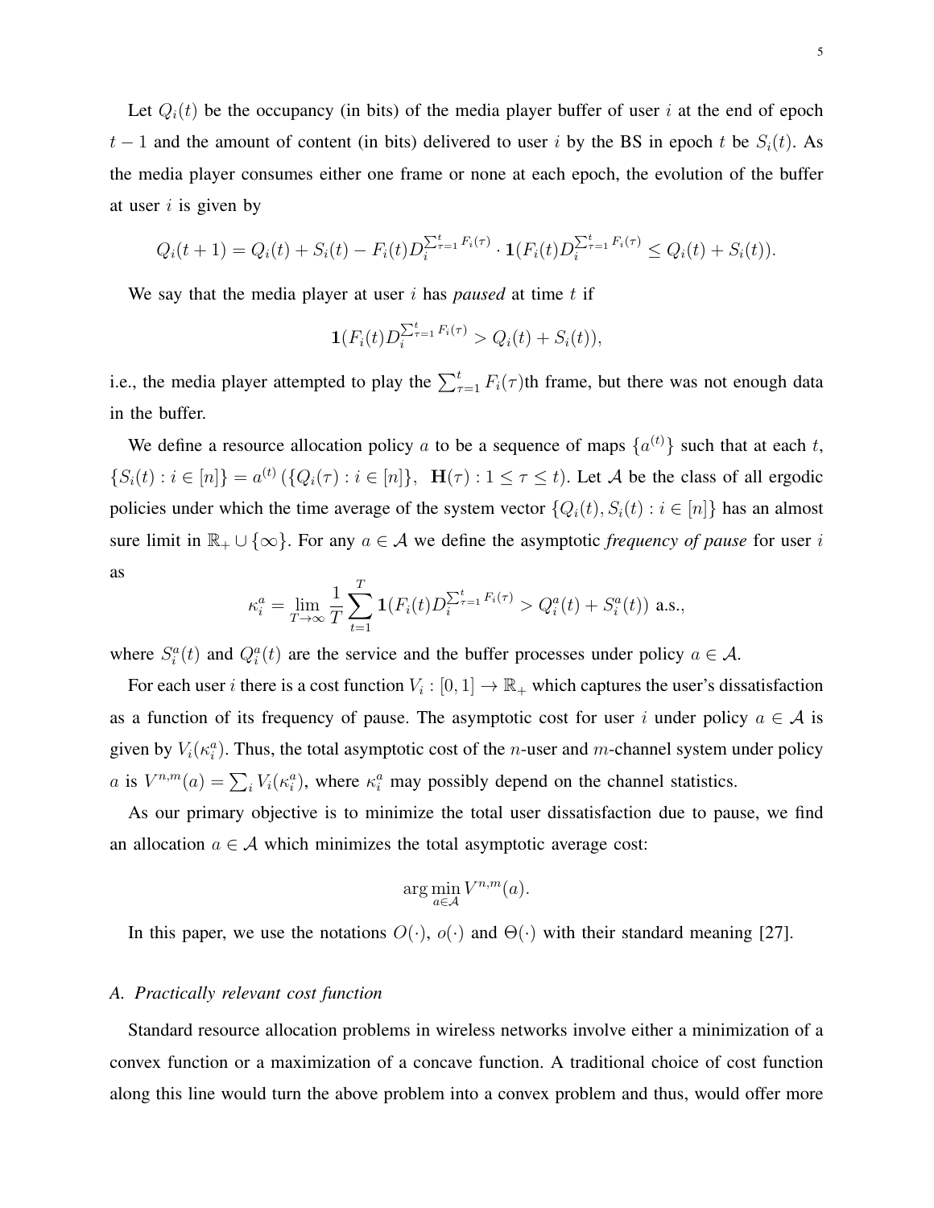Let $Q_i(t)$ be the occupancy (in bits) of the media player buffer of user $i$ at the end of epoch $t-1$ and the amount of content (in bits) delivered to user $i$ by the BS in epoch $t$ be $S_i(t)$. As the media player consumes either one frame or none at each epoch, the evolution of the buffer at user $i$ is given by

$$Q_i(t+1) = Q_i(t) + S_i(t) - F_i(t) D_i^{\sum_{\tau=1}^{t} F_i(\tau)} \cdot \mathbf{1}(F_i(t) D_i^{\sum_{\tau=1}^{t} F_i(\tau)} \leq Q_i(t) + S_i(t)).$$

We say that the media player at user $i$ has *paused* at time $t$ if

$$\mathbf{1}(F_i(t) D_i^{\sum_{\tau=1}^{t} F_i(\tau)} > Q_i(t) + S_i(t)),$$

i.e., the media player attempted to play the $\sum_{\tau=1}^{t} F_i(\tau)$th frame, but there was not enough data in the buffer.

We define a resource allocation policy $a$ to be a sequence of maps $\{a^{(t)}\}$ such that at each $t$, $\{S_i(t) : i \in [n]\} = a^{(t)} \left( \{Q_i(\tau) : i \in [n]\}, \;\; \mathbf{H}(\tau) : 1 \leq \tau \leq t \right)$. Let $\mathcal{A}$ be the class of all ergodic policies under which the time average of the system vector $\{Q_i(t), S_i(t) : i \in [n]\}$ has an almost sure limit in $\mathbb{R}_+ \cup \{\infty\}$. For any $a \in \mathcal{A}$ we define the asymptotic *frequency of pause* for user $i$ as

$$\kappa_i^a = \lim_{T \to \infty} \frac{1}{T} \sum_{t=1}^{T} \mathbf{1}(F_i(t) D_i^{\sum_{\tau=1}^{t} F_i(\tau)} > Q_i^a(t) + S_i^a(t)) \text{ a.s.},$$

where $S_i^a(t)$ and $Q_i^a(t)$ are the service and the buffer processes under policy $a \in \mathcal{A}$.

For each user $i$ there is a cost function $V_i : [0,1] \to \mathbb{R}_+$ which captures the user's dissatisfaction as a function of its frequency of pause. The asymptotic cost for user $i$ under policy $a \in \mathcal{A}$ is given by $V_i(\kappa_i^a)$. Thus, the total asymptotic cost of the $n$-user and $m$-channel system under policy $a$ is $V^{n,m}(a) = \sum_i V_i(\kappa_i^a)$, where $\kappa_i^a$ may possibly depend on the channel statistics.

As our primary objective is to minimize the total user dissatisfaction due to pause, we find an allocation $a \in \mathcal{A}$ which minimizes the total asymptotic average cost:

$$\arg\min_{a \in \mathcal{A}} V^{n,m}(a).$$

In this paper, we use the notations $O(\cdot)$, $o(\cdot)$ and $\Theta(\cdot)$ with their standard meaning [27].

### A. Practically relevant cost function

Standard resource allocation problems in wireless networks involve either a minimization of a convex function or a maximization of a concave function. A traditional choice of cost function along this line would turn the above problem into a convex problem and thus, would offer more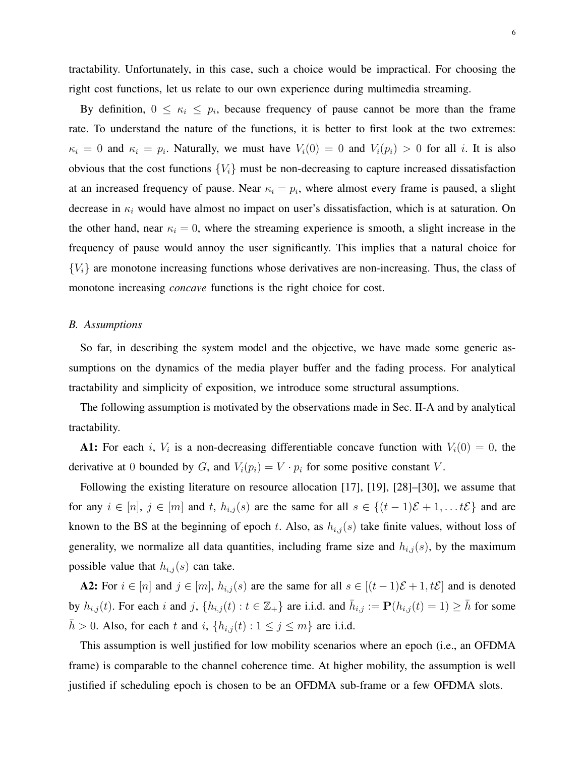tractability. Unfortunately, in this case, such a choice would be impractical. For choosing the right cost functions, let us relate to our own experience during multimedia streaming.

By definition, $0 \leq \kappa_i \leq p_i$, because frequency of pause cannot be more than the frame rate. To understand the nature of the functions, it is better to first look at the two extremes: $\kappa_i = 0$ and $\kappa_i = p_i$. Naturally, we must have $V_i(0) = 0$ and $V_i(p_i) > 0$ for all $i$. It is also obvious that the cost functions $\{V_i\}$ must be non-decreasing to capture increased dissatisfaction at an increased frequency of pause. Near $\kappa_i = p_i$, where almost every frame is paused, a slight decrease in $\kappa_i$ would have almost no impact on user's dissatisfaction, which is at saturation. On the other hand, near $\kappa_i = 0$, where the streaming experience is smooth, a slight increase in the frequency of pause would annoy the user significantly. This implies that a natural choice for $\{V_i\}$ are monotone increasing functions whose derivatives are non-increasing. Thus, the class of monotone increasing *concave* functions is the right choice for cost.

### B. Assumptions

So far, in describing the system model and the objective, we have made some generic assumptions on the dynamics of the media player buffer and the fading process. For analytical tractability and simplicity of exposition, we introduce some structural assumptions.

The following assumption is motivated by the observations made in Sec. II-A and by analytical tractability.

**A1:** For each $i$, $V_i$ is a non-decreasing differentiable concave function with $V_i(0) = 0$, the derivative at 0 bounded by $G$, and $V_i(p_i) = V \cdot p_i$ for some positive constant $V$.

Following the existing literature on resource allocation [17], [19], [28]–[30], we assume that for any $i \in [n]$, $j \in [m]$ and $t$, $h_{i,j}(s)$ are the same for all $s \in \{(t-1)\mathcal{E}+1, \ldots t\mathcal{E}\}$ and are known to the BS at the beginning of epoch $t$. Also, as $h_{i,j}(s)$ take finite values, without loss of generality, we normalize all data quantities, including frame size and $h_{i,j}(s)$, by the maximum possible value that $h_{i,j}(s)$ can take.

**A2:** For $i \in [n]$ and $j \in [m]$, $h_{i,j}(s)$ are the same for all $s \in [(t-1)\mathcal{E}+1, t\mathcal{E}]$ and is denoted by $h_{i,j}(t)$. For each $i$ and $j$, $\{h_{i,j}(t) : t \in \mathbb{Z}_+\}$ are i.i.d. and $\bar{h}_{i,j} := \mathbf{P}(h_{i,j}(t) = 1) \geq \bar{h}$ for some $\bar{h} > 0$. Also, for each $t$ and $i$, $\{h_{i,j}(t) : 1 \leq j \leq m\}$ are i.i.d.

This assumption is well justified for low mobility scenarios where an epoch (i.e., an OFDMA frame) is comparable to the channel coherence time. At higher mobility, the assumption is well justified if scheduling epoch is chosen to be an OFDMA sub-frame or a few OFDMA slots.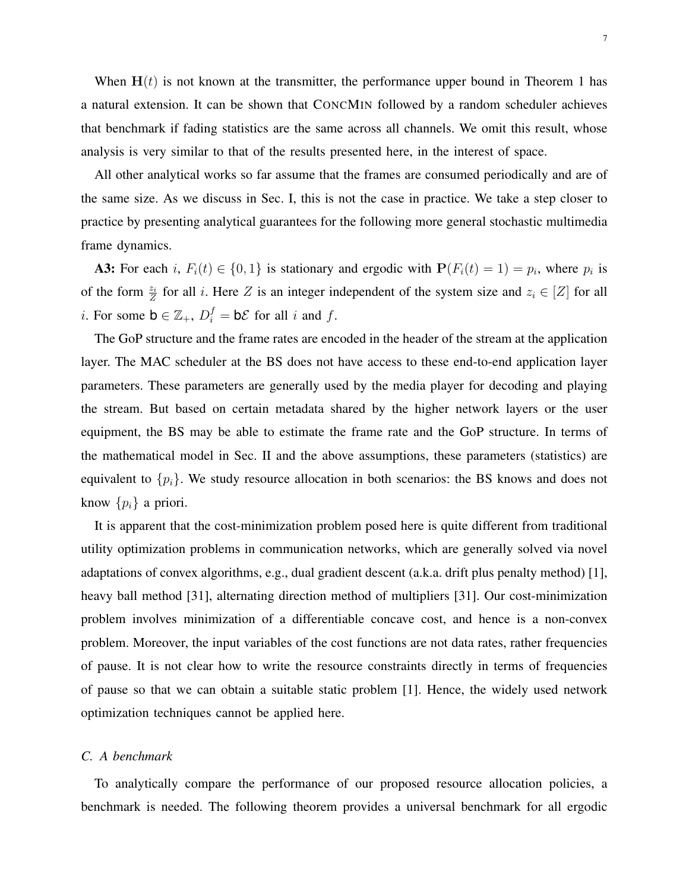When $\mathbf{H}(t)$ is not known at the transmitter, the performance upper bound in Theorem 1 has a natural extension. It can be shown that ConcMin followed by a random scheduler achieves that benchmark if fading statistics are the same across all channels. We omit this result, whose analysis is very similar to that of the results presented here, in the interest of space.

All other analytical works so far assume that the frames are consumed periodically and are of the same size. As we discuss in Sec. I, this is not the case in practice. We take a step closer to practice by presenting analytical guarantees for the following more general stochastic multimedia frame dynamics.

**A3:** For each $i$, $F_i(t) \in \{0,1\}$ is stationary and ergodic with $\mathbf{P}(F_i(t) = 1) = p_i$, where $p_i$ is of the form $\frac{z_i}{Z}$ for all $i$. Here $Z$ is an integer independent of the system size and $z_i \in [Z]$ for all $i$. For some $\mathsf{b} \in \mathbb{Z}_+$, $D_i^f = \mathsf{b}\mathcal{E}$ for all $i$ and $f$.

The GoP structure and the frame rates are encoded in the header of the stream at the application layer. The MAC scheduler at the BS does not have access to these end-to-end application layer parameters. These parameters are generally used by the media player for decoding and playing the stream. But based on certain metadata shared by the higher network layers or the user equipment, the BS may be able to estimate the frame rate and the GoP structure. In terms of the mathematical model in Sec. II and the above assumptions, these parameters (statistics) are equivalent to $\{p_i\}$. We study resource allocation in both scenarios: the BS knows and does not know $\{p_i\}$ a priori.

It is apparent that the cost-minimization problem posed here is quite different from traditional utility optimization problems in communication networks, which are generally solved via novel adaptations of convex algorithms, e.g., dual gradient descent (a.k.a. drift plus penalty method) [1], heavy ball method [31], alternating direction method of multipliers [31]. Our cost-minimization problem involves minimization of a differentiable concave cost, and hence is a non-convex problem. Moreover, the input variables of the cost functions are not data rates, rather frequencies of pause. It is not clear how to write the resource constraints directly in terms of frequencies of pause so that we can obtain a suitable static problem [1]. Hence, the widely used network optimization techniques cannot be applied here.

### C. A benchmark

To analytically compare the performance of our proposed resource allocation policies, a benchmark is needed. The following theorem provides a universal benchmark for all ergodic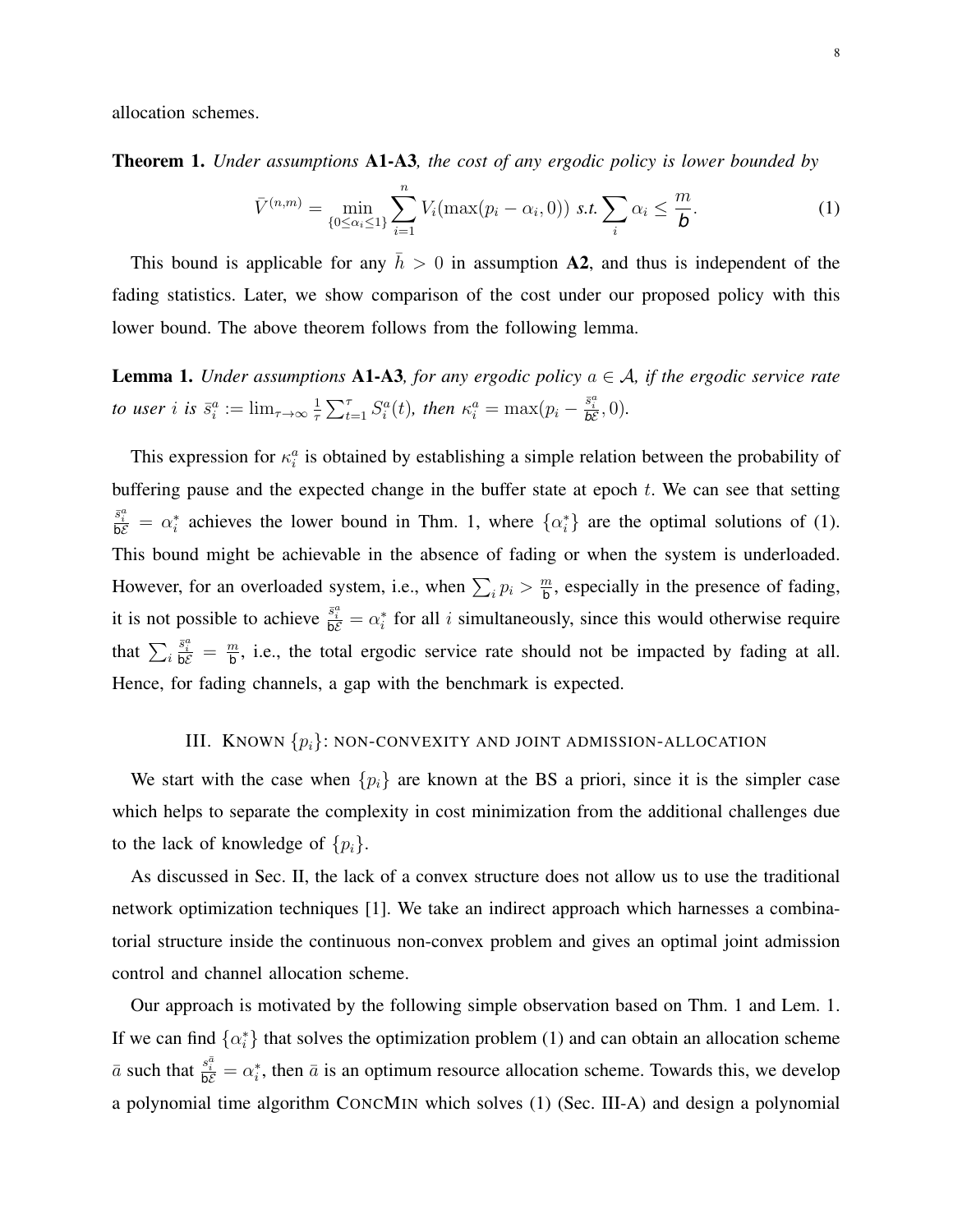allocation schemes.

**Theorem 1.** *Under assumptions* **A1-A3***, the cost of any ergodic policy is lower bounded by*

$$\bar{V}^{(n,m)} = \min_{\{0 \le \alpha_i \le 1\}} \sum_{i=1}^{n} V_i(\max(p_i - \alpha_i, 0)) \text{ s.t.} \sum_i \alpha_i \le \frac{m}{b}. \tag{1}$$

This bound is applicable for any $\bar{h} > 0$ in assumption **A2**, and thus is independent of the fading statistics. Later, we show comparison of the cost under our proposed policy with this lower bound. The above theorem follows from the following lemma.

**Lemma 1.** *Under assumptions* **A1-A3***, for any ergodic policy $a \in \mathcal{A}$, if the ergodic service rate to user $i$ is $\bar{s}_i^a := \lim_{\tau\to\infty} \frac{1}{\tau}\sum_{t=1}^{\tau} S_i^a(t)$, then $\kappa_i^a = \max(p_i - \frac{\bar{s}_i^a}{\mathsf{b}\mathcal{E}}, 0)$.*

This expression for $\kappa_i^a$ is obtained by establishing a simple relation between the probability of buffering pause and the expected change in the buffer state at epoch $t$. We can see that setting $\frac{\bar{s}_i^a}{\mathsf{b}\mathcal{E}} = \alpha_i^*$ achieves the lower bound in Thm. 1, where $\{\alpha_i^*\}$ are the optimal solutions of (1). This bound might be achievable in the absence of fading or when the system is underloaded. However, for an overloaded system, i.e., when $\sum_i p_i > \frac{m}{\mathsf{b}}$, especially in the presence of fading, it is not possible to achieve $\frac{\bar{s}_i^a}{\mathsf{b}\mathcal{E}} = \alpha_i^*$ for all $i$ simultaneously, since this would otherwise require that $\sum_i \frac{\bar{s}_i^a}{\mathsf{b}\mathcal{E}} = \frac{m}{\mathsf{b}}$, i.e., the total ergodic service rate should not be impacted by fading at all. Hence, for fading channels, a gap with the benchmark is expected.

## III. Known $\{p_i\}$: non-convexity and joint admission-allocation

We start with the case when $\{p_i\}$ are known at the BS a priori, since it is the simpler case which helps to separate the complexity in cost minimization from the additional challenges due to the lack of knowledge of $\{p_i\}$.

As discussed in Sec. II, the lack of a convex structure does not allow us to use the traditional network optimization techniques [1]. We take an indirect approach which harnesses a combinatorial structure inside the continuous non-convex problem and gives an optimal joint admission control and channel allocation scheme.

Our approach is motivated by the following simple observation based on Thm. 1 and Lem. 1. If we can find $\{\alpha_i^*\}$ that solves the optimization problem (1) and can obtain an allocation scheme $\bar{a}$ such that $\frac{s_i^{\bar{a}}}{\mathsf{b}\mathcal{E}} = \alpha_i^*$, then $\bar{a}$ is an optimum resource allocation scheme. Towards this, we develop a polynomial time algorithm ConcMin which solves (1) (Sec. III-A) and design a polynomial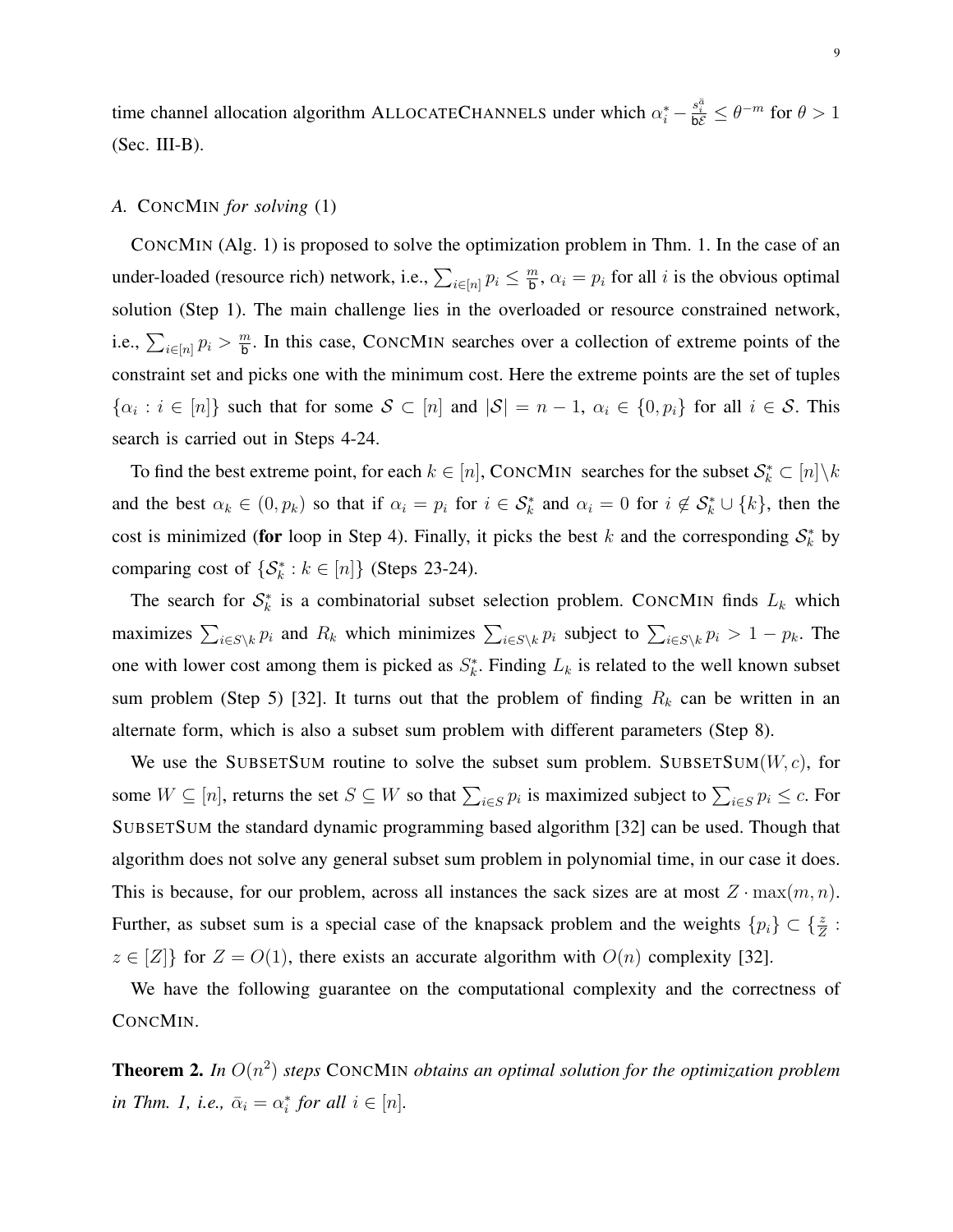time channel allocation algorithm ALLOCATECHANNELS under which $\alpha_i^* - \frac{s_i^{\bar{a}}}{\mathsf{b}\mathcal{E}} \leq \theta^{-m}$ for $\theta > 1$ (Sec. III-B).

### *A.* CONCMIN *for solving* (1)

CONCMIN (Alg. 1) is proposed to solve the optimization problem in Thm. 1. In the case of an under-loaded (resource rich) network, i.e., $\sum_{i\in[n]} p_i \leq \frac{m}{\mathsf{b}}$, $\alpha_i = p_i$ for all $i$ is the obvious optimal solution (Step 1). The main challenge lies in the overloaded or resource constrained network, i.e., $\sum_{i\in[n]} p_i > \frac{m}{\mathsf{b}}$. In this case, CONCMIN searches over a collection of extreme points of the constraint set and picks one with the minimum cost. Here the extreme points are the set of tuples $\{\alpha_i : i \in [n]\}$ such that for some $\mathcal{S} \subset [n]$ and $|\mathcal{S}| = n-1$, $\alpha_i \in \{0, p_i\}$ for all $i \in \mathcal{S}$. This search is carried out in Steps 4-24.

To find the best extreme point, for each $k \in [n]$, CONCMIN searches for the subset $\mathcal{S}_k^* \subset [n]\backslash k$ and the best $\alpha_k \in (0, p_k)$ so that if $\alpha_i = p_i$ for $i \in \mathcal{S}_k^*$ and $\alpha_i = 0$ for $i \notin \mathcal{S}_k^* \cup \{k\}$, then the cost is minimized (**for** loop in Step 4). Finally, it picks the best $k$ and the corresponding $\mathcal{S}_k^*$ by comparing cost of $\{\mathcal{S}_k^* : k \in [n]\}$ (Steps 23-24).

The search for $\mathcal{S}_k^*$ is a combinatorial subset selection problem. CONCMIN finds $L_k$ which maximizes $\sum_{i\in S\backslash k} p_i$ and $R_k$ which minimizes $\sum_{i\in S\backslash k} p_i$ subject to $\sum_{i\in S\backslash k} p_i > 1 - p_k$. The one with lower cost among them is picked as $S_k^*$. Finding $L_k$ is related to the well known subset sum problem (Step 5) [32]. It turns out that the problem of finding $R_k$ can be written in an alternate form, which is also a subset sum problem with different parameters (Step 8).

We use the SUBSETSUM routine to solve the subset sum problem. SUBSETSUM$(W, c)$, for some $W \subseteq [n]$, returns the set $S \subseteq W$ so that $\sum_{i\in S} p_i$ is maximized subject to $\sum_{i\in S} p_i \leq c$. For SUBSETSUM the standard dynamic programming based algorithm [32] can be used. Though that algorithm does not solve any general subset sum problem in polynomial time, in our case it does. This is because, for our problem, across all instances the sack sizes are at most $Z \cdot \max(m, n)$. Further, as subset sum is a special case of the knapsack problem and the weights $\{p_i\} \subset \{\frac{z}{Z} : z \in [Z]\}$ for $Z = O(1)$, there exists an accurate algorithm with $O(n)$ complexity [32].

We have the following guarantee on the computational complexity and the correctness of CONCMIN.

**Theorem 2.** *In $O(n^2)$ steps* CONCMIN *obtains an optimal solution for the optimization problem in Thm. 1, i.e., $\bar{\alpha}_i = \alpha_i^*$ for all $i \in [n]$.*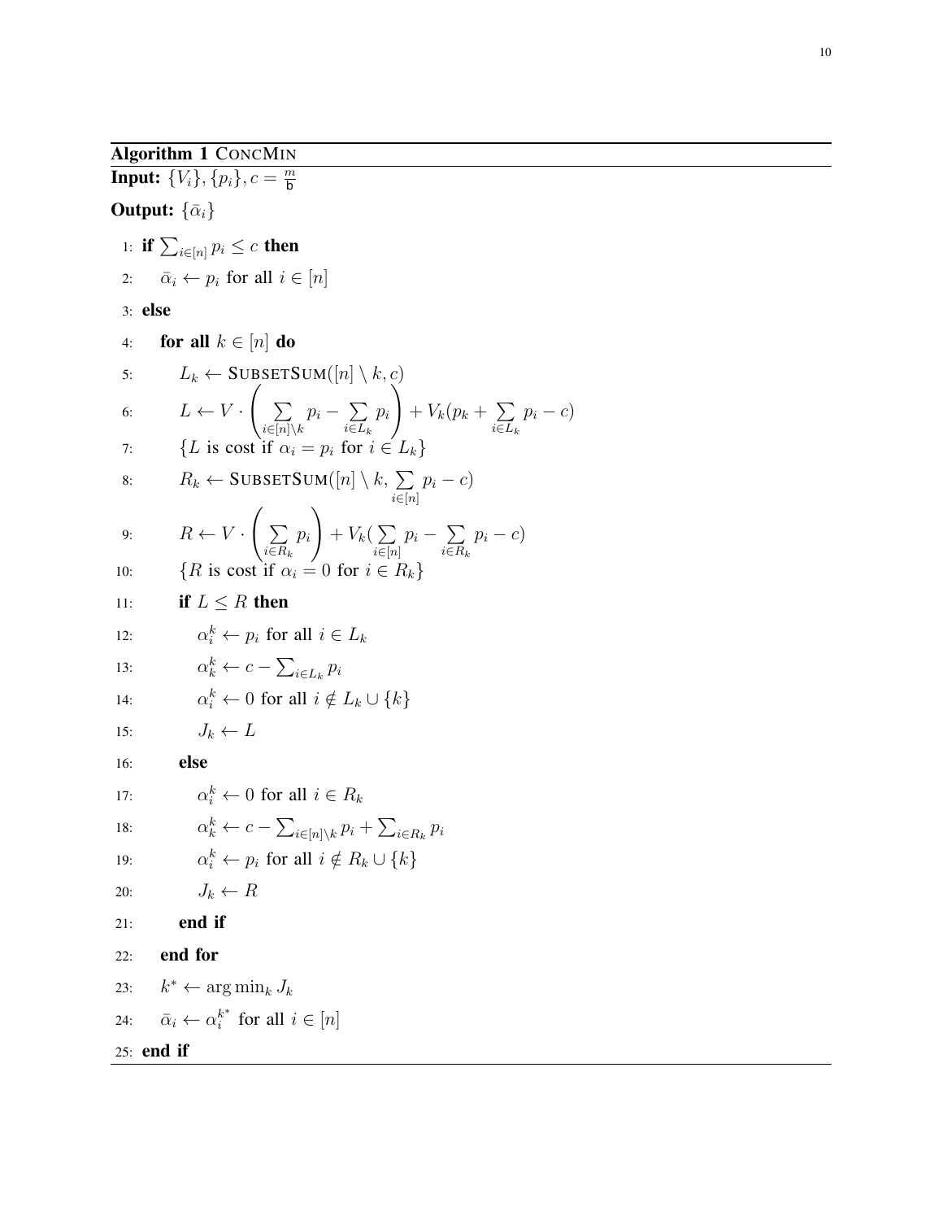**Algorithm 1** CONCMIN

**Input:** $\{V_i\}, \{p_i\}, c = \frac{m}{\mathsf{b}}$

**Output:** $\{\bar{\alpha}_i\}$

```
1: if $\sum_{i\in[n]} p_i \leq c$ then
2:     $\bar{\alpha}_i \leftarrow p_i$ for all $i \in [n]$
3: else
4:     for all $k \in [n]$ do
5:         $L_k \leftarrow$ SUBSETSUM$([n] \setminus k, c)$
6:         $L \leftarrow V \cdot \left( \sum_{i\in[n]\setminus k} p_i - \sum_{i\in L_k} p_i \right) + V_k(p_k + \sum_{i\in L_k} p_i - c)$
7:         {$L$ is cost if $\alpha_i = p_i$ for $i \in L_k$}
8:         $R_k \leftarrow$ SUBSETSUM$([n] \setminus k, \sum_{i\in[n]} p_i - c)$
9:         $R \leftarrow V \cdot \left( \sum_{i\in R_k} p_i \right) + V_k(\sum_{i\in[n]} p_i - \sum_{i\in R_k} p_i - c)$
10:        {$R$ is cost if $\alpha_i = 0$ for $i \in R_k$}
11:        if $L \leq R$ then
12:            $\alpha_i^k \leftarrow p_i$ for all $i \in L_k$
13:            $\alpha_k^k \leftarrow c - \sum_{i\in L_k} p_i$
14:            $\alpha_i^k \leftarrow 0$ for all $i \notin L_k \cup \{k\}$
15:            $J_k \leftarrow L$
16:        else
17:            $\alpha_i^k \leftarrow 0$ for all $i \in R_k$
18:            $\alpha_k^k \leftarrow c - \sum_{i\in[n]\setminus k} p_i + \sum_{i\in R_k} p_i$
19:            $\alpha_i^k \leftarrow p_i$ for all $i \notin R_k \cup \{k\}$
20:            $J_k \leftarrow R$
21:        end if
22:    end for
23:    $k^* \leftarrow \arg\min_k J_k$
24:    $\bar{\alpha}_i \leftarrow \alpha_i^{k^*}$ for all $i \in [n]$
25: end if
```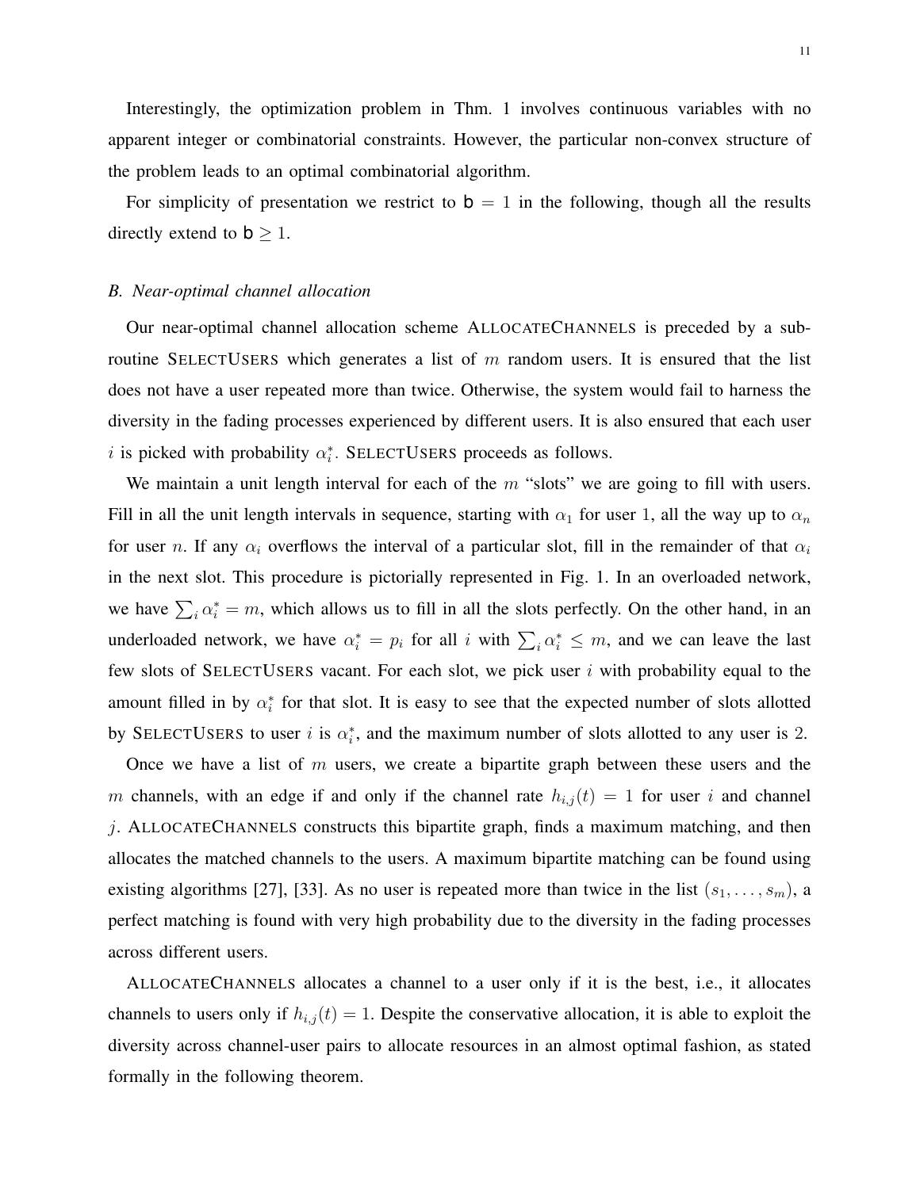Interestingly, the optimization problem in Thm. 1 involves continuous variables with no apparent integer or combinatorial constraints. However, the particular non-convex structure of the problem leads to an optimal combinatorial algorithm.

For simplicity of presentation we restrict to $\mathsf{b} = 1$ in the following, though all the results directly extend to $\mathsf{b} \geq 1$.

### *B. Near-optimal channel allocation*

Our near-optimal channel allocation scheme ALLOCATECHANNELS is preceded by a sub-routine SELECTUSERS which generates a list of $m$ random users. It is ensured that the list does not have a user repeated more than twice. Otherwise, the system would fail to harness the diversity in the fading processes experienced by different users. It is also ensured that each user $i$ is picked with probability $\alpha_i^*$. SELECTUSERS proceeds as follows.

We maintain a unit length interval for each of the $m$ "slots" we are going to fill with users. Fill in all the unit length intervals in sequence, starting with $\alpha_1$ for user 1, all the way up to $\alpha_n$ for user $n$. If any $\alpha_i$ overflows the interval of a particular slot, fill in the remainder of that $\alpha_i$ in the next slot. This procedure is pictorially represented in Fig. 1. In an overloaded network, we have $\sum_i \alpha_i^* = m$, which allows us to fill in all the slots perfectly. On the other hand, in an underloaded network, we have $\alpha_i^* = p_i$ for all $i$ with $\sum_i \alpha_i^* \leq m$, and we can leave the last few slots of SELECTUSERS vacant. For each slot, we pick user $i$ with probability equal to the amount filled in by $\alpha_i^*$ for that slot. It is easy to see that the expected number of slots allotted by SELECTUSERS to user $i$ is $\alpha_i^*$, and the maximum number of slots allotted to any user is 2.

Once we have a list of $m$ users, we create a bipartite graph between these users and the $m$ channels, with an edge if and only if the channel rate $h_{i,j}(t) = 1$ for user $i$ and channel $j$. ALLOCATECHANNELS constructs this bipartite graph, finds a maximum matching, and then allocates the matched channels to the users. A maximum bipartite matching can be found using existing algorithms [27], [33]. As no user is repeated more than twice in the list $(s_1, \ldots, s_m)$, a perfect matching is found with very high probability due to the diversity in the fading processes across different users.

ALLOCATECHANNELS allocates a channel to a user only if it is the best, i.e., it allocates channels to users only if $h_{i,j}(t) = 1$. Despite the conservative allocation, it is able to exploit the diversity across channel-user pairs to allocate resources in an almost optimal fashion, as stated formally in the following theorem.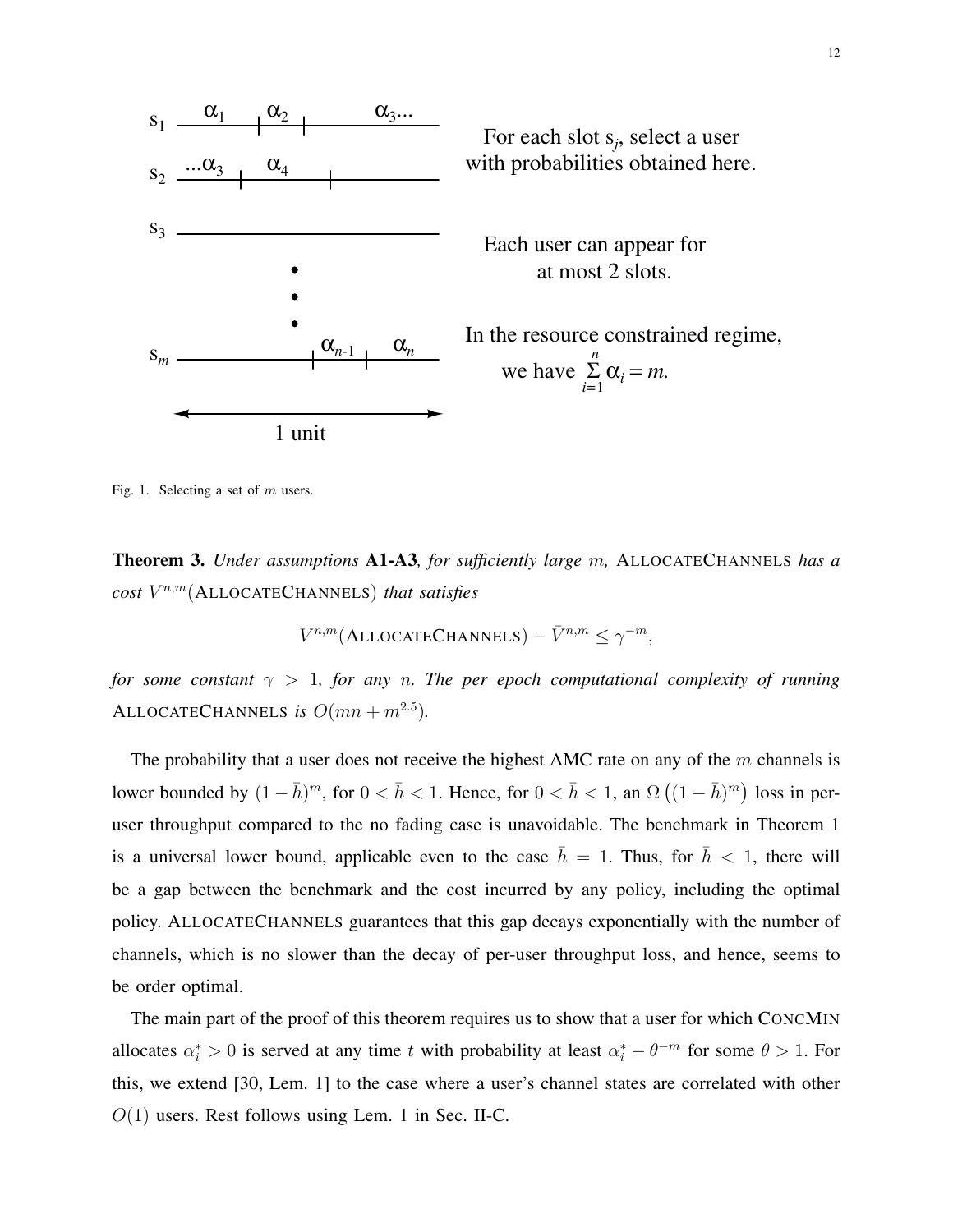For each slot $s_j$, select a user with probabilities obtained here.

Each user can appear for at most 2 slots.

In the resource constrained regime, we have $\sum_{i=1}^{n} \alpha_i = m$.

Fig. 1. Selecting a set of $m$ users.

**Theorem 3.** *Under assumptions* **A1-A3***, for sufficiently large $m$,* ALLOCATECHANNELS *has a cost $V^{n,m}(\text{ALLOCATECHANNELS})$ that satisfies*

$$V^{n,m}(\text{ALLOCATECHANNELS}) - \bar{V}^{n,m} \leq \gamma^{-m},$$

*for some constant $\gamma > 1$, for any $n$. The per epoch computational complexity of running* ALLOCATECHANNELS *is $O(mn + m^{2.5})$.*

The probability that a user does not receive the highest AMC rate on any of the $m$ channels is lower bounded by $(1 - \bar{h})^m$, for $0 < \bar{h} < 1$. Hence, for $0 < \bar{h} < 1$, an $\Omega\left((1 - \bar{h})^m\right)$ loss in per-user throughput compared to the no fading case is unavoidable. The benchmark in Theorem 1 is a universal lower bound, applicable even to the case $\bar{h} = 1$. Thus, for $\bar{h} < 1$, there will be a gap between the benchmark and the cost incurred by any policy, including the optimal policy. ALLOCATECHANNELS guarantees that this gap decays exponentially with the number of channels, which is no slower than the decay of per-user throughput loss, and hence, seems to be order optimal.

The main part of the proof of this theorem requires us to show that a user for which CONCMIN allocates $\alpha_i^* > 0$ is served at any time $t$ with probability at least $\alpha_i^* - \theta^{-m}$ for some $\theta > 1$. For this, we extend [30, Lem. 1] to the case where a user's channel states are correlated with other $O(1)$ users. Rest follows using Lem. 1 in Sec. II-C.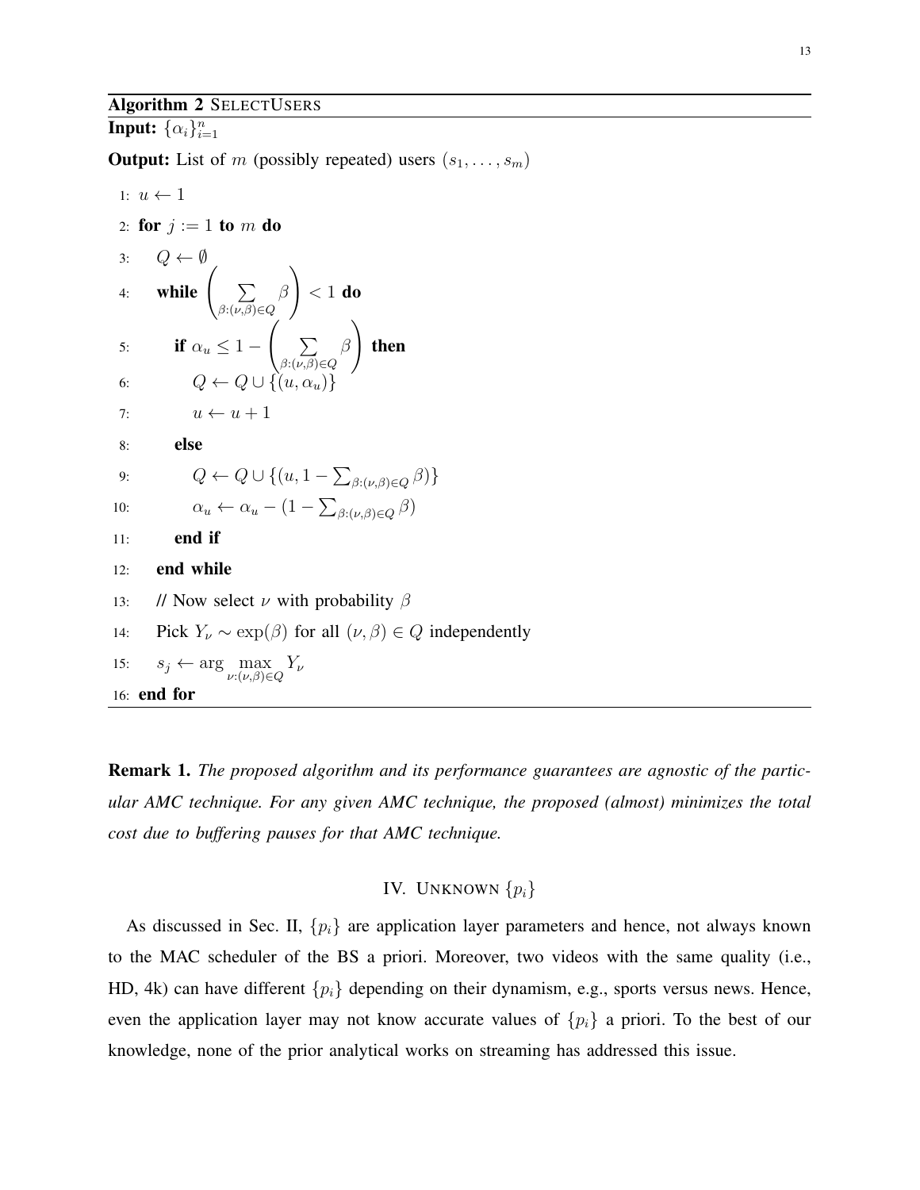**Algorithm 2** SELECTUSERS

**Input:** $\{\alpha_i\}_{i=1}^n$

**Output:** List of $m$ (possibly repeated) users $(s_1, \ldots, s_m)$

1: $u \leftarrow 1$
2: **for** $j := 1$ **to** $m$ **do**
3: $\quad Q \leftarrow \emptyset$
4: $\quad$ **while** $\left(\sum_{\beta:(\nu,\beta)\in Q} \beta\right) < 1$ **do**
5: $\quad\quad$ **if** $\alpha_u \leq 1 - \left(\sum_{\beta:(\nu,\beta)\in Q} \beta\right)$ **then**
6: $\quad\quad\quad Q \leftarrow Q \cup \{(u, \alpha_u)\}$
7: $\quad\quad\quad u \leftarrow u + 1$
8: $\quad\quad$ **else**
9: $\quad\quad\quad Q \leftarrow Q \cup \{(u, 1 - \sum_{\beta:(\nu,\beta)\in Q} \beta)\}$
10: $\quad\quad\quad \alpha_u \leftarrow \alpha_u - (1 - \sum_{\beta:(\nu,\beta)\in Q} \beta)$
11: $\quad\quad$ **end if**
12: $\quad$ **end while**
13: $\quad$ // Now select $\nu$ with probability $\beta$
14: $\quad$ Pick $Y_\nu \sim \exp(\beta)$ for all $(\nu, \beta) \in Q$ independently
15: $\quad s_j \leftarrow \arg \max_{\nu:(\nu,\beta)\in Q} Y_\nu$
16: **end for**

**Remark 1.** *The proposed algorithm and its performance guarantees are agnostic of the particular AMC technique. For any given AMC technique, the proposed (almost) minimizes the total cost due to buffering pauses for that AMC technique.*

## IV. UNKNOWN $\{p_i\}$

As discussed in Sec. II, $\{p_i\}$ are application layer parameters and hence, not always known to the MAC scheduler of the BS a priori. Moreover, two videos with the same quality (i.e., HD, 4k) can have different $\{p_i\}$ depending on their dynamism, e.g., sports versus news. Hence, even the application layer may not know accurate values of $\{p_i\}$ a priori. To the best of our knowledge, none of the prior analytical works on streaming has addressed this issue.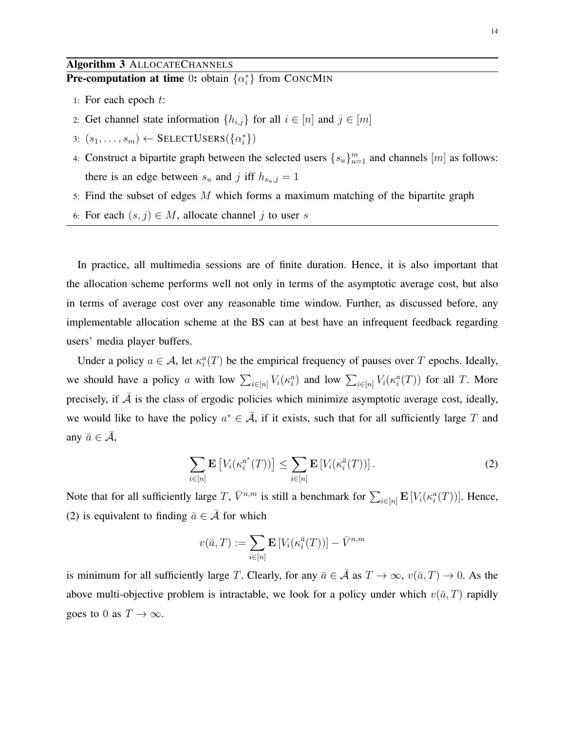**Algorithm 3** ALLOCATECHANNELS

**Pre-computation at time** $0$**:** obtain $\{\alpha_i^*\}$ from CONCMIN

1: For each epoch $t$:

2: Get channel state information $\{h_{i,j}\}$ for all $i \in [n]$ and $j \in [m]$

3: $(s_1, \ldots, s_m) \leftarrow$ SELECTUSERS$(\{\alpha_i^*\})$

4: Construct a bipartite graph between the selected users $\{s_u\}_{u=1}^m$ and channels $[m]$ as follows: there is an edge between $s_u$ and $j$ iff $h_{s_u,j} = 1$

5: Find the subset of edges $M$ which forms a maximum matching of the bipartite graph

6: For each $(s, j) \in M$, allocate channel $j$ to user $s$

In practice, all multimedia sessions are of finite duration. Hence, it is also important that the allocation scheme performs well not only in terms of the asymptotic average cost, but also in terms of average cost over any reasonable time window. Further, as discussed before, any implementable allocation scheme at the BS can at best have an infrequent feedback regarding users' media player buffers.

Under a policy $a \in \mathcal{A}$, let $\kappa_i^a(T)$ be the empirical frequency of pauses over $T$ epochs. Ideally, we should have a policy $a$ with low $\sum_{i\in[n]} V_i(\kappa_i^a)$ and low $\sum_{i\in[n]} V_i(\kappa_i^a(T))$ for all $T$. More precisely, if $\bar{\mathcal{A}}$ is the class of ergodic policies which minimize asymptotic average cost, ideally, we would like to have the policy $a^* \in \bar{\mathcal{A}}$, if it exists, such that for all sufficiently large $T$ and any $\bar{a} \in \bar{\mathcal{A}}$,

$$\sum_{i\in[n]} \mathbf{E}\left[V_i(\kappa_i^{a^*}(T))\right] \leq \sum_{i\in[n]} \mathbf{E}\left[V_i(\kappa_i^{\bar{a}}(T))\right]. \tag{2}$$

Note that for all sufficiently large $T$, $\bar{V}^{n,m}$ is still a benchmark for $\sum_{i\in[n]} \mathbf{E}\left[V_i(\kappa_i^a(T))\right]$. Hence, (2) is equivalent to finding $\bar{a} \in \bar{\mathcal{A}}$ for which

$$v(\bar{a}, T) := \sum_{i\in[n]} \mathbf{E}\left[V_i(\kappa_i^{\bar{a}}(T))\right] - \bar{V}^{n,m}$$

is minimum for all sufficiently large $T$. Clearly, for any $\bar{a} \in \bar{\mathcal{A}}$ as $T \to \infty$, $v(\bar{a}, T) \to 0$. As the above multi-objective problem is intractable, we look for a policy under which $v(\bar{a}, T)$ rapidly goes to 0 as $T \to \infty$.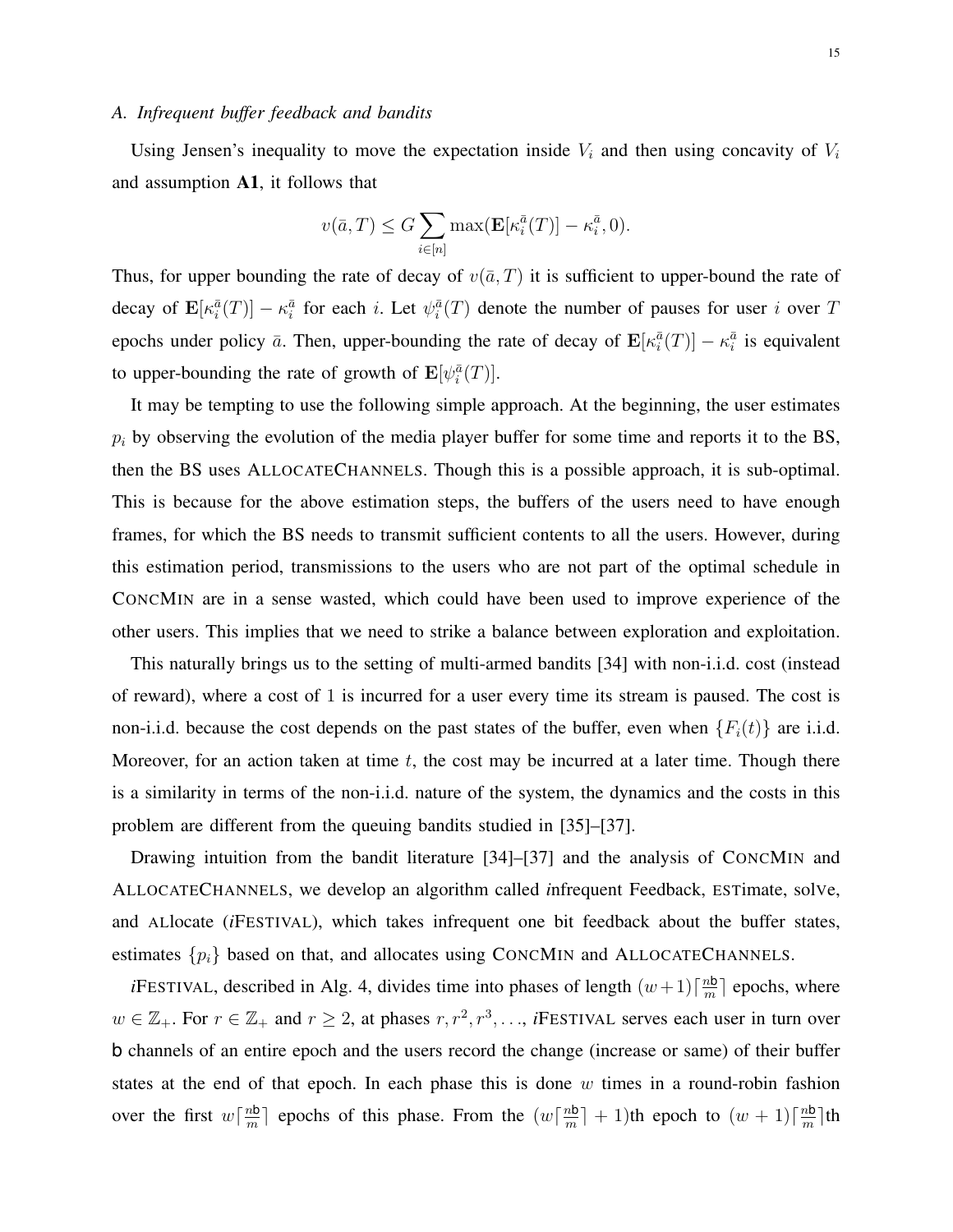### A. Infrequent buffer feedback and bandits

Using Jensen's inequality to move the expectation inside $V_i$ and then using concavity of $V_i$ and assumption **A1**, it follows that

$$v(\bar{a}, T) \leq G \sum_{i \in [n]} \max(\mathbf{E}[\kappa_i^{\bar{a}}(T)] - \kappa_i^{\bar{a}}, 0).$$

Thus, for upper bounding the rate of decay of $v(\bar{a}, T)$ it is sufficient to upper-bound the rate of decay of $\mathbf{E}[\kappa_i^{\bar{a}}(T)] - \kappa_i^{\bar{a}}$ for each $i$. Let $\psi_i^{\bar{a}}(T)$ denote the number of pauses for user $i$ over $T$ epochs under policy $\bar{a}$. Then, upper-bounding the rate of decay of $\mathbf{E}[\kappa_i^{\bar{a}}(T)] - \kappa_i^{\bar{a}}$ is equivalent to upper-bounding the rate of growth of $\mathbf{E}[\psi_i^{\bar{a}}(T)]$.

It may be tempting to use the following simple approach. At the beginning, the user estimates $p_i$ by observing the evolution of the media player buffer for some time and reports it to the BS, then the BS uses ALLOCATECHANNELS. Though this is a possible approach, it is sub-optimal. This is because for the above estimation steps, the buffers of the users need to have enough frames, for which the BS needs to transmit sufficient contents to all the users. However, during this estimation period, transmissions to the users who are not part of the optimal schedule in CONCMIN are in a sense wasted, which could have been used to improve experience of the other users. This implies that we need to strike a balance between exploration and exploitation.

This naturally brings us to the setting of multi-armed bandits [34] with non-i.i.d. cost (instead of reward), where a cost of 1 is incurred for a user every time its stream is paused. The cost is non-i.i.d. because the cost depends on the past states of the buffer, even when $\{F_i(t)\}$ are i.i.d. Moreover, for an action taken at time $t$, the cost may be incurred at a later time. Though there is a similarity in terms of the non-i.i.d. nature of the system, the dynamics and the costs in this problem are different from the queuing bandits studied in [35]–[37].

Drawing intuition from the bandit literature [34]–[37] and the analysis of CONCMIN and ALLOCATECHANNELS, we develop an algorithm called *i*nfrequent Feedback, ESTimate, solVe, and ALlocate (*i*FESTIVAL), which takes infrequent one bit feedback about the buffer states, estimates $\{p_i\}$ based on that, and allocates using CONCMIN and ALLOCATECHANNELS.

*i*FESTIVAL, described in Alg. 4, divides time into phases of length $(w+1)\lceil \frac{n\mathsf{b}}{m} \rceil$ epochs, where $w \in \mathbb{Z}_+$. For $r \in \mathbb{Z}_+$ and $r \geq 2$, at phases $r, r^2, r^3, \ldots$, *i*FESTIVAL serves each user in turn over $\mathsf{b}$ channels of an entire epoch and the users record the change (increase or same) of their buffer states at the end of that epoch. In each phase this is done $w$ times in a round-robin fashion over the first $w\lceil \frac{n\mathsf{b}}{m} \rceil$ epochs of this phase. From the $(w\lceil \frac{n\mathsf{b}}{m} \rceil + 1)$th epoch to $(w+1)\lceil \frac{n\mathsf{b}}{m} \rceil$th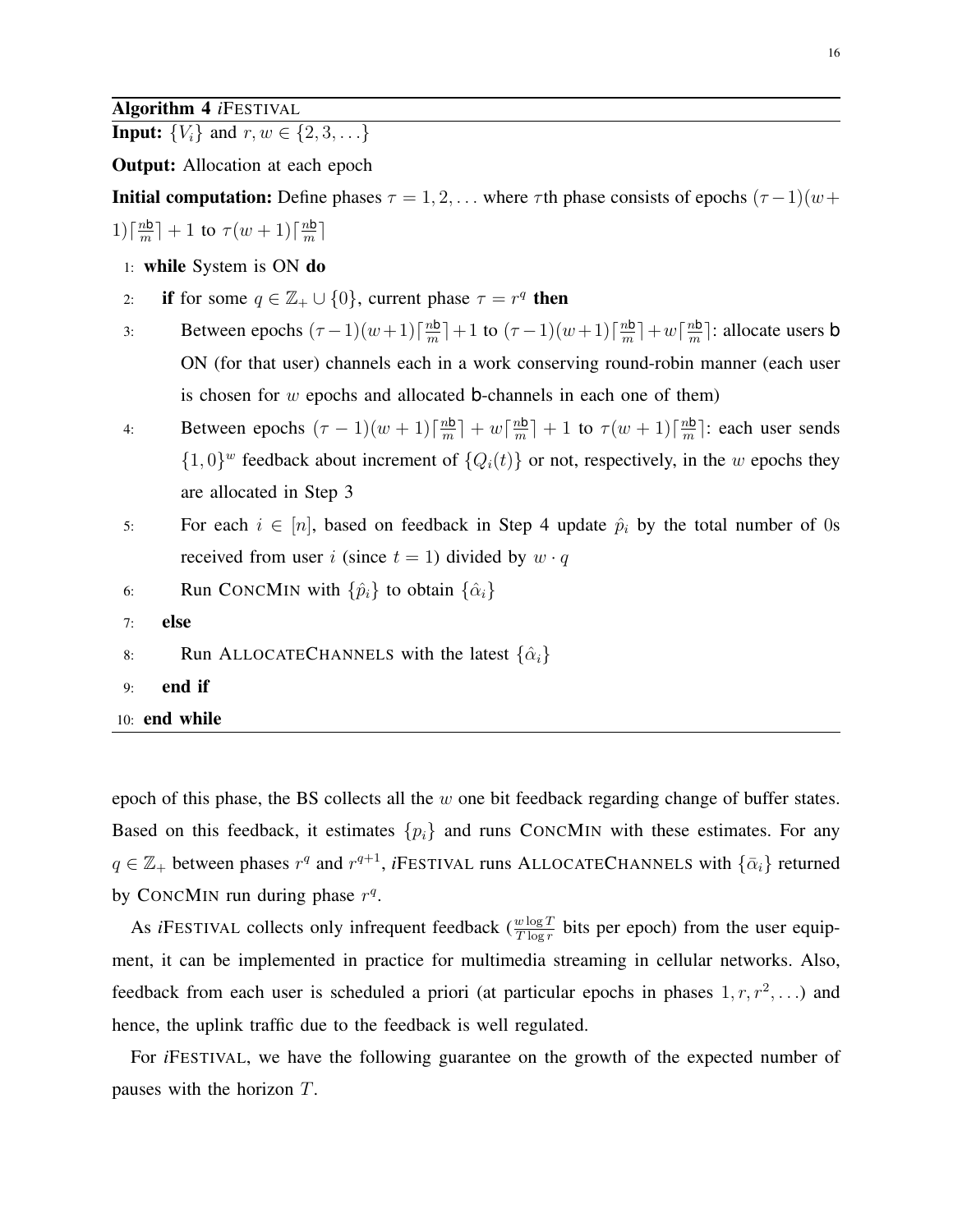**Algorithm 4** *i*FESTIVAL

**Input:** $\{V_i\}$ and $r, w \in \{2, 3, \dots\}$

**Output:** Allocation at each epoch

**Initial computation:** Define phases $\tau = 1, 2, \dots$ where $\tau$th phase consists of epochs $(\tau-1)(w+1)\lceil \frac{n\mathsf{b}}{m} \rceil + 1$ to $\tau(w+1)\lceil \frac{n\mathsf{b}}{m} \rceil$

1: **while** System is ON **do**

2: &nbsp;&nbsp;&nbsp;&nbsp;**if** for some $q \in \mathbb{Z}_+ \cup \{0\}$, current phase $\tau = r^q$ **then**

3: &nbsp;&nbsp;&nbsp;&nbsp;&nbsp;&nbsp;&nbsp;&nbsp;Between epochs $(\tau-1)(w+1)\lceil \frac{n\mathsf{b}}{m} \rceil + 1$ to $(\tau-1)(w+1)\lceil \frac{n\mathsf{b}}{m} \rceil + w\lceil \frac{n\mathsf{b}}{m} \rceil$: allocate users $\mathsf{b}$ ON (for that user) channels each in a work conserving round-robin manner (each user is chosen for $w$ epochs and allocated $\mathsf{b}$-channels in each one of them)

4: &nbsp;&nbsp;&nbsp;&nbsp;&nbsp;&nbsp;&nbsp;&nbsp;Between epochs $(\tau-1)(w+1)\lceil \frac{n\mathsf{b}}{m} \rceil + w\lceil \frac{n\mathsf{b}}{m} \rceil + 1$ to $\tau(w+1)\lceil \frac{n\mathsf{b}}{m} \rceil$: each user sends $\{1, 0\}^w$ feedback about increment of $\{Q_i(t)\}$ or not, respectively, in the $w$ epochs they are allocated in Step 3

5: &nbsp;&nbsp;&nbsp;&nbsp;&nbsp;&nbsp;&nbsp;&nbsp;For each $i \in [n]$, based on feedback in Step 4 update $\hat{p}_i$ by the total number of 0s received from user $i$ (since $t = 1$) divided by $w \cdot q$

6: &nbsp;&nbsp;&nbsp;&nbsp;&nbsp;&nbsp;&nbsp;&nbsp;Run CONCMIN with $\{\hat{p}_i\}$ to obtain $\{\hat{\alpha}_i\}$

7: &nbsp;&nbsp;&nbsp;&nbsp;**else**

8: &nbsp;&nbsp;&nbsp;&nbsp;&nbsp;&nbsp;&nbsp;&nbsp;Run ALLOCATECHANNELS with the latest $\{\hat{\alpha}_i\}$

9: &nbsp;&nbsp;&nbsp;&nbsp;**end if**

10: **end while**

epoch of this phase, the BS collects all the $w$ one bit feedback regarding change of buffer states. Based on this feedback, it estimates $\{p_i\}$ and runs CONCMIN with these estimates. For any $q \in \mathbb{Z}_+$ between phases $r^q$ and $r^{q+1}$, *i*FESTIVAL runs ALLOCATECHANNELS with $\{\bar{\alpha}_i\}$ returned by CONCMIN run during phase $r^q$.

As *i*FESTIVAL collects only infrequent feedback ($\frac{w \log T}{T \log r}$ bits per epoch) from the user equipment, it can be implemented in practice for multimedia streaming in cellular networks. Also, feedback from each user is scheduled a priori (at particular epochs in phases $1, r, r^2, \dots$) and hence, the uplink traffic due to the feedback is well regulated.

For *i*FESTIVAL, we have the following guarantee on the growth of the expected number of pauses with the horizon $T$.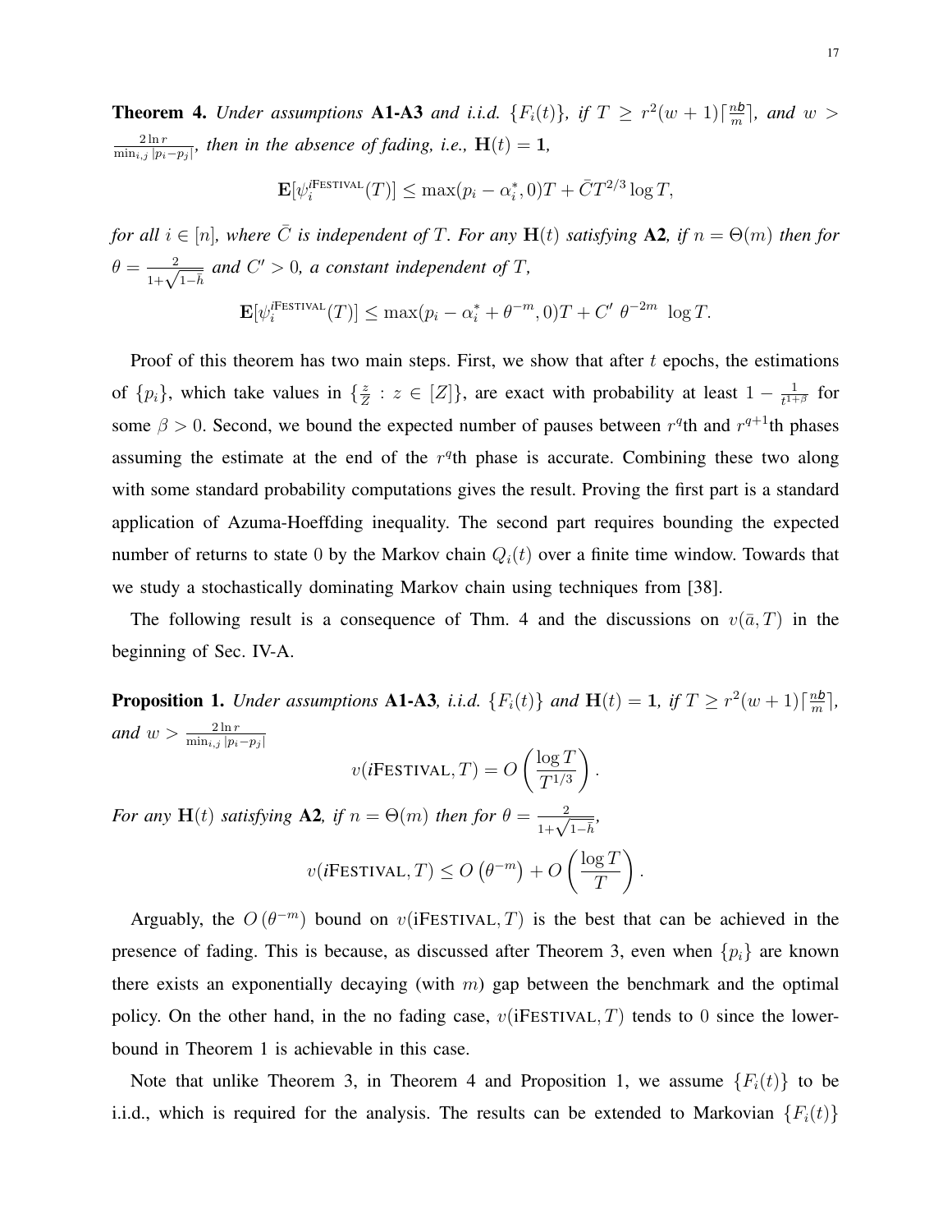**Theorem 4.** *Under assumptions* **A1-A3** *and i.i.d.* $\{F_i(t)\}$*, if* $T \geq r^2(w+1)\lceil \frac{n\boldsymbol{b}}{m} \rceil$*, and* $w > \frac{2 \ln r}{\min_{i,j} |p_i - p_j|}$*, then in the absence of fading, i.e.,* $\mathbf{H}(t) = \mathbf{1}$*,*

$$\mathbf{E}[\psi_i^{i\text{FESTIVAL}}(T)] \leq \max(p_i - \alpha_i^*, 0)T + \bar{C}T^{2/3}\log T,$$

*for all* $i \in [n]$*, where* $\bar{C}$ *is independent of* $T$*. For any* $\mathbf{H}(t)$ *satisfying* **A2***, if* $n = \Theta(m)$ *then for* $\theta = \frac{2}{1+\sqrt{1-\bar{h}}}$ *and* $C' > 0$*, a constant independent of* $T$*,*

$$\mathbf{E}[\psi_i^{i\text{FESTIVAL}}(T)] \leq \max(p_i - \alpha_i^* + \theta^{-m}, 0)T + C' \ \theta^{-2m} \ \log T.$$

Proof of this theorem has two main steps. First, we show that after $t$ epochs, the estimations of $\{p_i\}$, which take values in $\{\frac{z}{Z} : z \in [Z]\}$, are exact with probability at least $1 - \frac{1}{t^{1+\beta}}$ for some $\beta > 0$. Second, we bound the expected number of pauses between $r^q$th and $r^{q+1}$th phases assuming the estimate at the end of the $r^q$th phase is accurate. Combining these two along with some standard probability computations gives the result. Proving the first part is a standard application of Azuma-Hoeffding inequality. The second part requires bounding the expected number of returns to state 0 by the Markov chain $Q_i(t)$ over a finite time window. Towards that we study a stochastically dominating Markov chain using techniques from [38].

The following result is a consequence of Thm. 4 and the discussions on $v(\bar{a}, T)$ in the beginning of Sec. IV-A.

**Proposition 1.** *Under assumptions* **A1-A3***, i.i.d.* $\{F_i(t)\}$ *and* $\mathbf{H}(t) = \mathbf{1}$*, if* $T \geq r^2(w+1)\lceil \frac{n\boldsymbol{b}}{m} \rceil$*, and* $w > \frac{2 \ln r}{\min_{i,j} |p_i - p_j|}$

$$v(i\text{FESTIVAL}, T) = O\left(\frac{\log T}{T^{1/3}}\right).$$

*For any* $\mathbf{H}(t)$ *satisfying* **A2***, if* $n = \Theta(m)$ *then for* $\theta = \frac{2}{1+\sqrt{1-\bar{h}}}$*,*

$$v(i\text{FESTIVAL}, T) \leq O\left(\theta^{-m}\right) + O\left(\frac{\log T}{T}\right).$$

Arguably, the $O\left(\theta^{-m}\right)$ bound on $v(\text{iFESTIVAL}, T)$ is the best that can be achieved in the presence of fading. This is because, as discussed after Theorem 3, even when $\{p_i\}$ are known there exists an exponentially decaying (with $m$) gap between the benchmark and the optimal policy. On the other hand, in the no fading case, $v(\text{iFESTIVAL}, T)$ tends to 0 since the lower-bound in Theorem 1 is achievable in this case.

Note that unlike Theorem 3, in Theorem 4 and Proposition 1, we assume $\{F_i(t)\}$ to be i.i.d., which is required for the analysis. The results can be extended to Markovian $\{F_i(t)\}$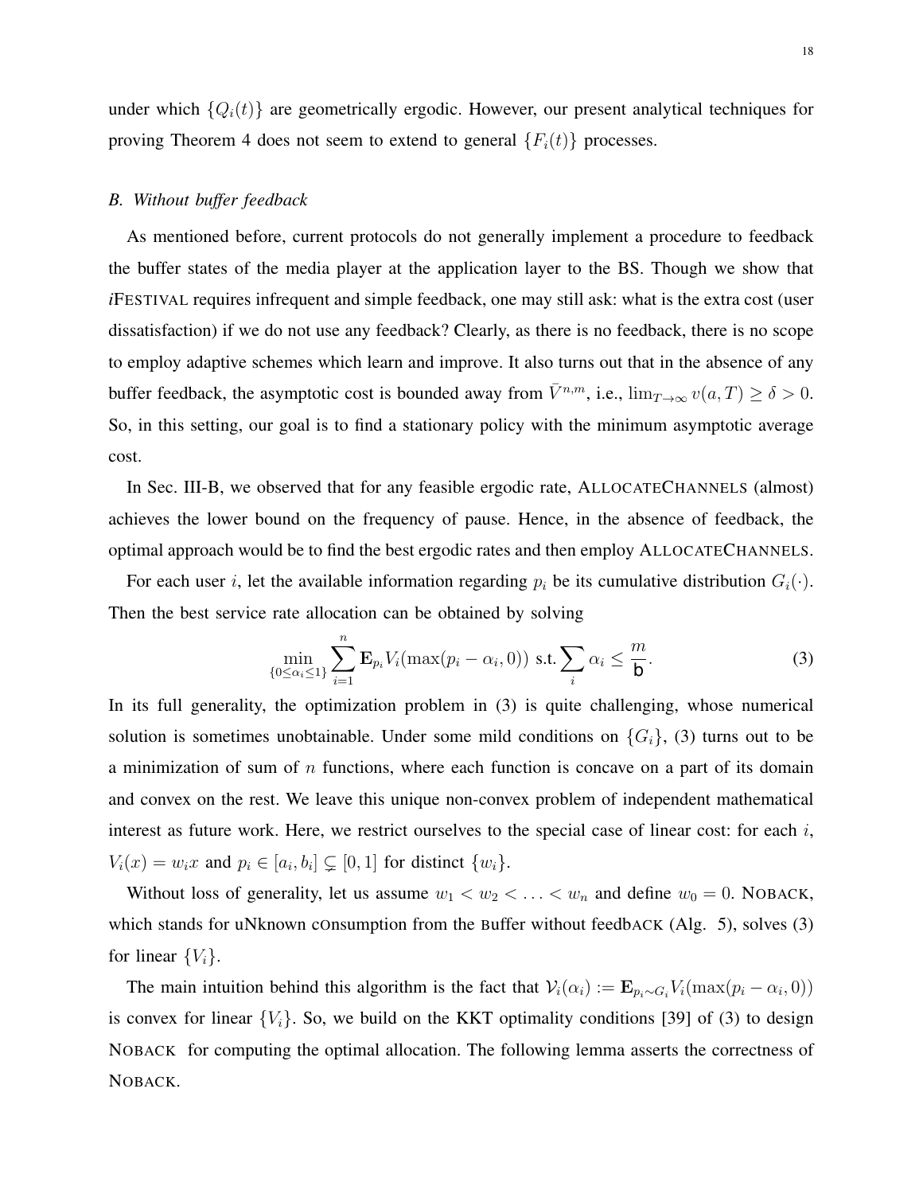under which $\{Q_i(t)\}$ are geometrically ergodic. However, our present analytical techniques for proving Theorem 4 does not seem to extend to general $\{F_i(t)\}$ processes.

### *B. Without buffer feedback*

As mentioned before, current protocols do not generally implement a procedure to feedback the buffer states of the media player at the application layer to the BS. Though we show that *i*FESTIVAL requires infrequent and simple feedback, one may still ask: what is the extra cost (user dissatisfaction) if we do not use any feedback? Clearly, as there is no feedback, there is no scope to employ adaptive schemes which learn and improve. It also turns out that in the absence of any buffer feedback, the asymptotic cost is bounded away from $\bar{V}^{n,m}$, i.e., $\lim_{T\to\infty} v(a,T) \geq \delta > 0$. So, in this setting, our goal is to find a stationary policy with the minimum asymptotic average cost.

In Sec. III-B, we observed that for any feasible ergodic rate, ALLOCATECHANNELS (almost) achieves the lower bound on the frequency of pause. Hence, in the absence of feedback, the optimal approach would be to find the best ergodic rates and then employ ALLOCATECHANNELS.

For each user $i$, let the available information regarding $p_i$ be its cumulative distribution $G_i(\cdot)$. Then the best service rate allocation can be obtained by solving

$$\min_{\{0\leq\alpha_i\leq 1\}} \sum_{i=1}^{n} \mathbf{E}_{p_i} V_i(\max(p_i - \alpha_i, 0)) \text{ s.t.} \sum_i \alpha_i \leq \frac{m}{\mathsf{b}}. \tag{3}$$

In its full generality, the optimization problem in (3) is quite challenging, whose numerical solution is sometimes unobtainable. Under some mild conditions on $\{G_i\}$, (3) turns out to be a minimization of sum of $n$ functions, where each function is concave on a part of its domain and convex on the rest. We leave this unique non-convex problem of independent mathematical interest as future work. Here, we restrict ourselves to the special case of linear cost: for each $i$, $V_i(x) = w_i x$ and $p_i \in [a_i, b_i] \subsetneq [0,1]$ for distinct $\{w_i\}$.

Without loss of generality, let us assume $w_1 < w_2 < \ldots < w_n$ and define $w_0 = 0$. NOBACK, which stands for uNknown cOnsumption from the Buffer without feedbACK (Alg. 5), solves (3) for linear $\{V_i\}$.

The main intuition behind this algorithm is the fact that $\mathcal{V}_i(\alpha_i) := \mathbf{E}_{p_i\sim G_i} V_i(\max(p_i - \alpha_i, 0))$ is convex for linear $\{V_i\}$. So, we build on the KKT optimality conditions [39] of (3) to design NOBACK for computing the optimal allocation. The following lemma asserts the correctness of NOBACK.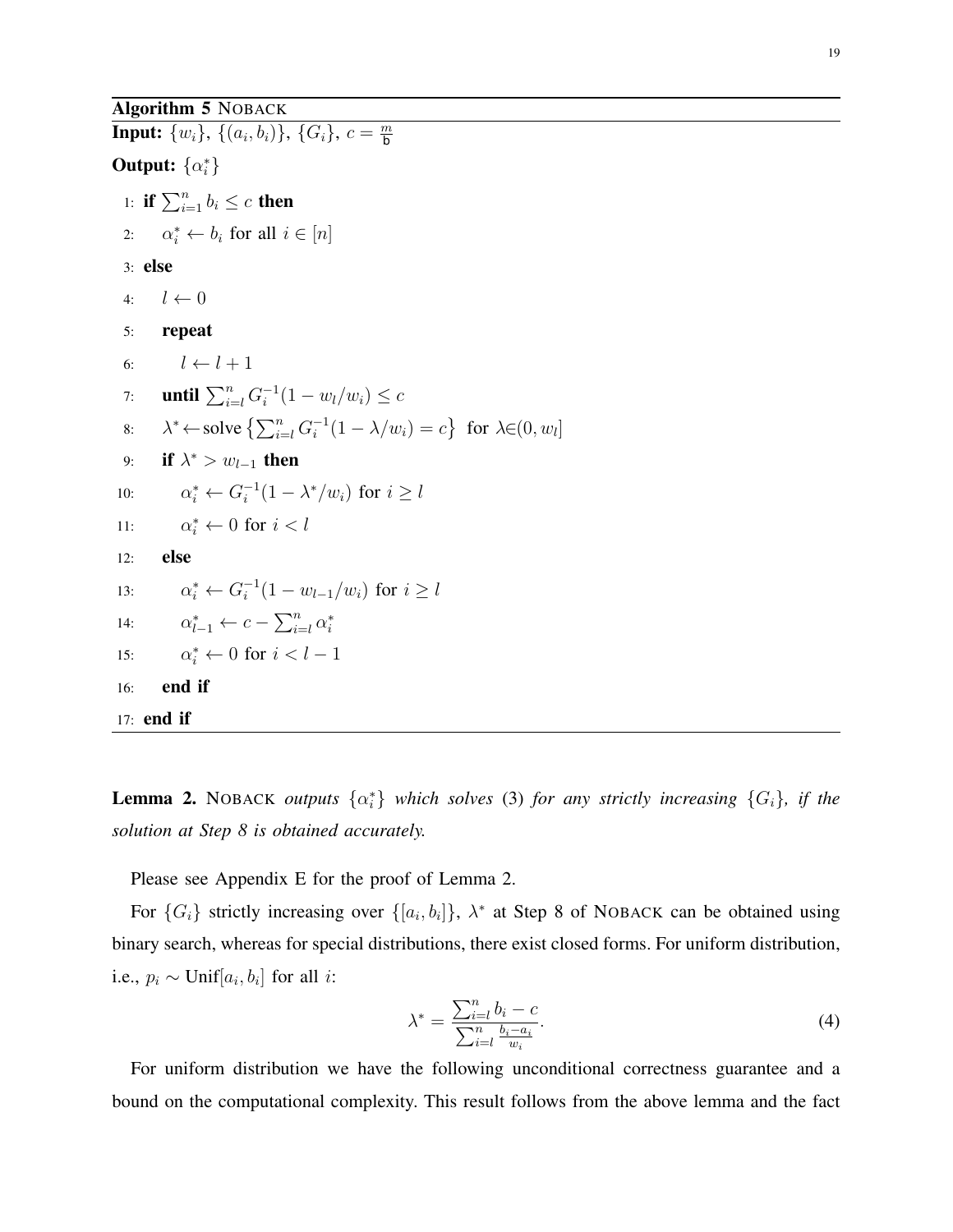**Algorithm 5** NOBACK

**Input:** $\{w_i\}$, $\{(a_i, b_i)\}$, $\{G_i\}$, $c = \frac{m}{\mathsf{b}}$

**Output:** $\{\alpha_i^*\}$

```
1:  if ∑_{i=1}^n b_i ≤ c then
2:      α_i^* ← b_i for all i ∈ [n]
3:  else
4:      l ← 0
5:      repeat
6:          l ← l + 1
7:      until ∑_{i=l}^n G_i^{-1}(1 − w_l/w_i) ≤ c
8:      λ^* ← solve {∑_{i=l}^n G_i^{-1}(1 − λ/w_i) = c} for λ ∈ (0, w_l]
9:      if λ^* > w_{l−1} then
10:         α_i^* ← G_i^{-1}(1 − λ^*/w_i) for i ≥ l
11:         α_i^* ← 0 for i < l
12:     else
13:         α_i^* ← G_i^{-1}(1 − w_{l−1}/w_i) for i ≥ l
14:         α_{l−1}^* ← c − ∑_{i=l}^n α_i^*
15:         α_i^* ← 0 for i < l − 1
16:     end if
17: end if
```

**Lemma 2.** NOBACK *outputs* $\{\alpha_i^*\}$ *which solves* (3) *for any strictly increasing* $\{G_i\}$*, if the solution at Step 8 is obtained accurately.*

Please see Appendix E for the proof of Lemma 2.

For $\{G_i\}$ strictly increasing over $\{[a_i, b_i]\}$, $\lambda^*$ at Step 8 of NOBACK can be obtained using binary search, whereas for special distributions, there exist closed forms. For uniform distribution, i.e., $p_i \sim \text{Unif}[a_i, b_i]$ for all $i$:

$$\lambda^* = \frac{\sum_{i=l}^n b_i - c}{\sum_{i=l}^n \frac{b_i - a_i}{w_i}}. \tag{4}$$

For uniform distribution we have the following unconditional correctness guarantee and a bound on the computational complexity. This result follows from the above lemma and the fact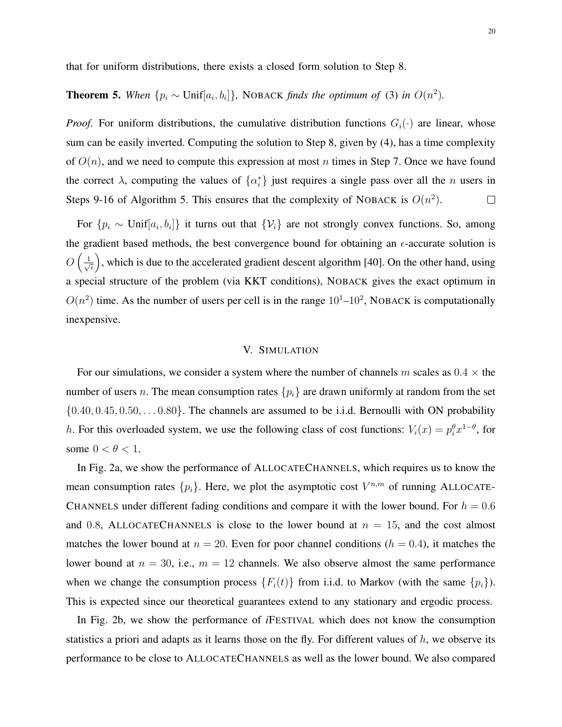that for uniform distributions, there exists a closed form solution to Step 8.

**Theorem 5.** *When $\{p_i \sim \text{Unif}[a_i, b_i]\}$,* NOBACK *finds the optimum of* (3) *in $O(n^2)$.*

*Proof.* For uniform distributions, the cumulative distribution functions $G_i(\cdot)$ are linear, whose sum can be easily inverted. Computing the solution to Step 8, given by (4), has a time complexity of $O(n)$, and we need to compute this expression at most $n$ times in Step 7. Once we have found the correct $\lambda$, computing the values of $\{\alpha_i^*\}$ just requires a single pass over all the $n$ users in Steps 9-16 of Algorithm 5. This ensures that the complexity of NOBACK is $O(n^2)$. □

For $\{p_i \sim \text{Unif}[a_i, b_i]\}$ it turns out that $\{\mathcal{V}_i\}$ are not strongly convex functions. So, among the gradient based methods, the best convergence bound for obtaining an $\epsilon$-accurate solution is $O\left(\frac{1}{\sqrt{\epsilon}}\right)$, which is due to the accelerated gradient descent algorithm [40]. On the other hand, using a special structure of the problem (via KKT conditions), NOBACK gives the exact optimum in $O(n^2)$ time. As the number of users per cell is in the range $10^1$–$10^2$, NOBACK is computationally inexpensive.

## V. SIMULATION

For our simulations, we consider a system where the number of channels $m$ scales as $0.4 \times$ the number of users $n$. The mean consumption rates $\{p_i\}$ are drawn uniformly at random from the set $\{0.40, 0.45, 0.50, \ldots 0.80\}$. The channels are assumed to be i.i.d. Bernoulli with ON probability $h$. For this overloaded system, we use the following class of cost functions: $V_i(x) = p_i^{\theta} x^{1-\theta}$, for some $0 < \theta < 1$.

In Fig. 2a, we show the performance of ALLOCATECHANNELS, which requires us to know the mean consumption rates $\{p_i\}$. Here, we plot the asymptotic cost $V^{n,m}$ of running ALLOCATE-CHANNELS under different fading conditions and compare it with the lower bound. For $h = 0.6$ and $0.8$, ALLOCATECHANNELS is close to the lower bound at $n = 15$, and the cost almost matches the lower bound at $n = 20$. Even for poor channel conditions ($h = 0.4$), it matches the lower bound at $n = 30$, i.e., $m = 12$ channels. We also observe almost the same performance when we change the consumption process $\{F_i(t)\}$ from i.i.d. to Markov (with the same $\{p_i\}$). This is expected since our theoretical guarantees extend to any stationary and ergodic process.

In Fig. 2b, we show the performance of *i*FESTIVAL which does not know the consumption statistics a priori and adapts as it learns those on the fly. For different values of $h$, we observe its performance to be close to ALLOCATECHANNELS as well as the lower bound. We also compared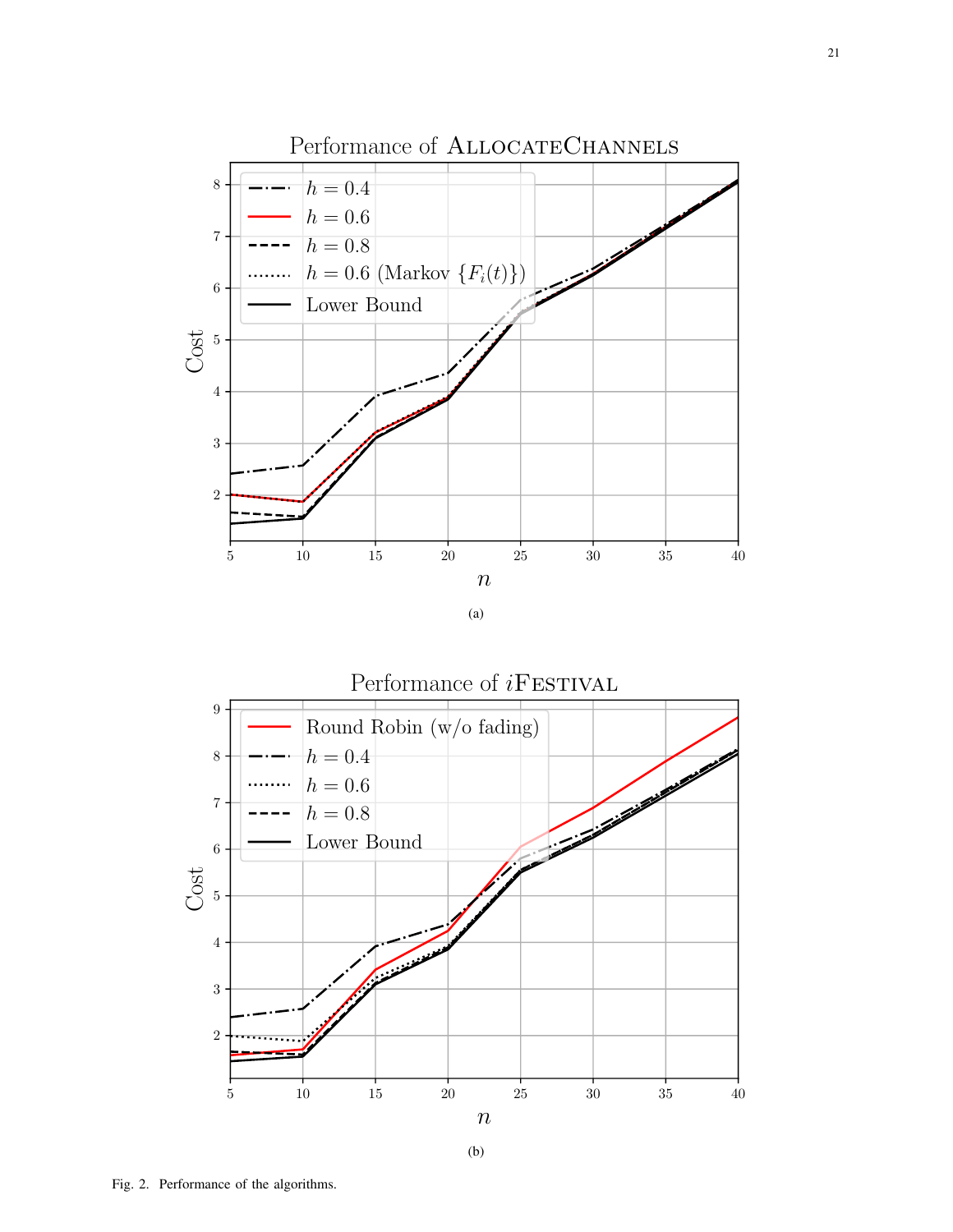(a)

(b)

Fig. 2. Performance of the algorithms.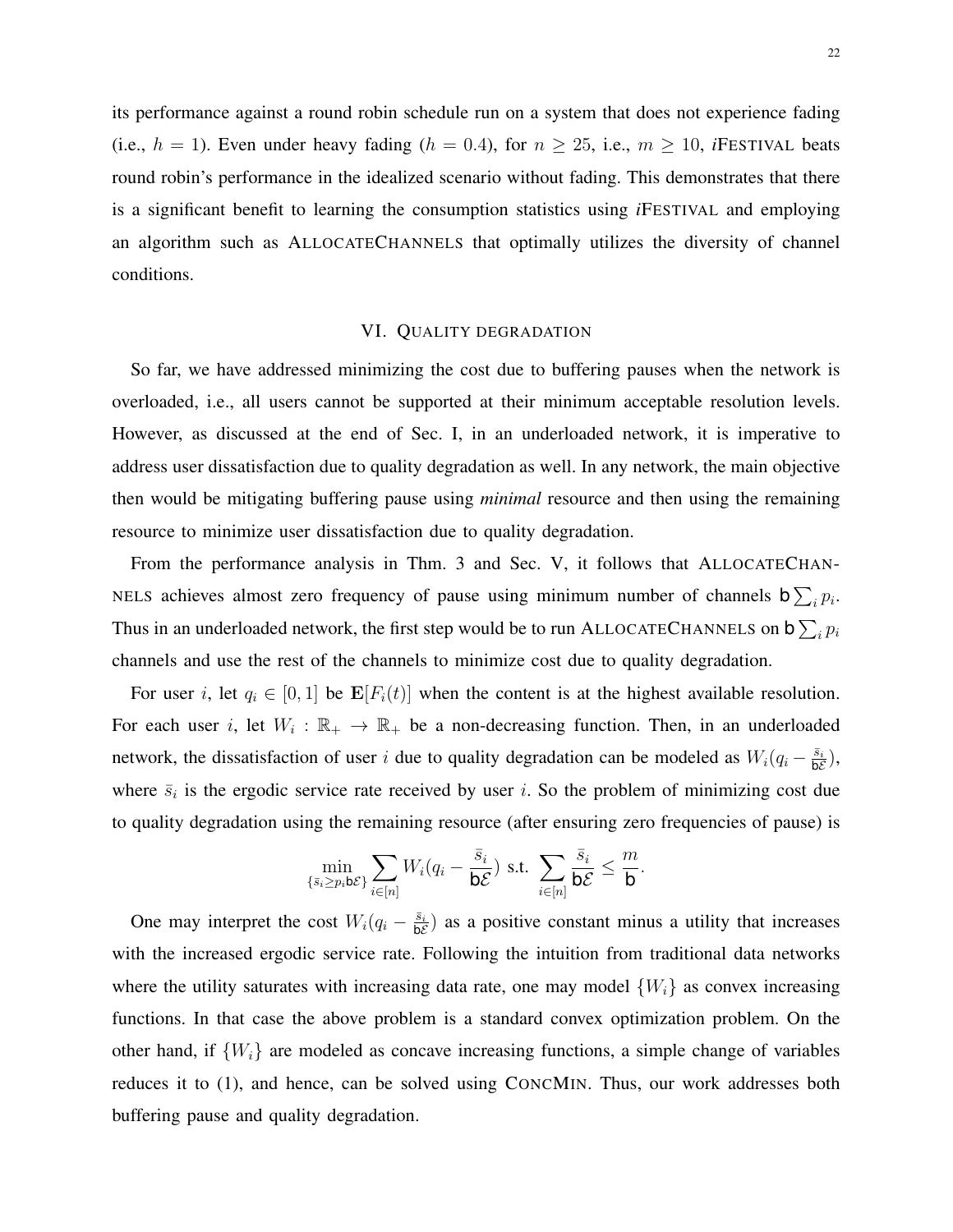its performance against a round robin schedule run on a system that does not experience fading (i.e., $h = 1$). Even under heavy fading ($h = 0.4$), for $n \geq 25$, i.e., $m \geq 10$, *i*FESTIVAL beats round robin's performance in the idealized scenario without fading. This demonstrates that there is a significant benefit to learning the consumption statistics using *i*FESTIVAL and employing an algorithm such as ALLOCATECHANNELS that optimally utilizes the diversity of channel conditions.

## VI. QUALITY DEGRADATION

So far, we have addressed minimizing the cost due to buffering pauses when the network is overloaded, i.e., all users cannot be supported at their minimum acceptable resolution levels. However, as discussed at the end of Sec. I, in an underloaded network, it is imperative to address user dissatisfaction due to quality degradation as well. In any network, the main objective then would be mitigating buffering pause using *minimal* resource and then using the remaining resource to minimize user dissatisfaction due to quality degradation.

From the performance analysis in Thm. 3 and Sec. V, it follows that ALLOCATECHANNELS achieves almost zero frequency of pause using minimum number of channels $\mathsf{b}\sum_i p_i$. Thus in an underloaded network, the first step would be to run ALLOCATECHANNELS on $\mathsf{b}\sum_i p_i$ channels and use the rest of the channels to minimize cost due to quality degradation.

For user $i$, let $q_i \in [0, 1]$ be $\mathbf{E}[F_i(t)]$ when the content is at the highest available resolution. For each user $i$, let $W_i : \mathbb{R}_+ \to \mathbb{R}_+$ be a non-decreasing function. Then, in an underloaded network, the dissatisfaction of user $i$ due to quality degradation can be modeled as $W_i(q_i - \frac{\bar{s}_i}{\mathsf{b}\mathcal{E}})$, where $\bar{s}_i$ is the ergodic service rate received by user $i$. So the problem of minimizing cost due to quality degradation using the remaining resource (after ensuring zero frequencies of pause) is

$$\min_{\{\bar{s}_i \geq p_i \mathsf{b}\mathcal{E}\}} \sum_{i \in [n]} W_i(q_i - \frac{\bar{s}_i}{\mathsf{b}\mathcal{E}}) \text{ s.t. } \sum_{i \in [n]} \frac{\bar{s}_i}{\mathsf{b}\mathcal{E}} \leq \frac{m}{\mathsf{b}}.$$

One may interpret the cost $W_i(q_i - \frac{\bar{s}_i}{\mathsf{b}\mathcal{E}})$ as a positive constant minus a utility that increases with the increased ergodic service rate. Following the intuition from traditional data networks where the utility saturates with increasing data rate, one may model $\{W_i\}$ as convex increasing functions. In that case the above problem is a standard convex optimization problem. On the other hand, if $\{W_i\}$ are modeled as concave increasing functions, a simple change of variables reduces it to (1), and hence, can be solved using CONCMIN. Thus, our work addresses both buffering pause and quality degradation.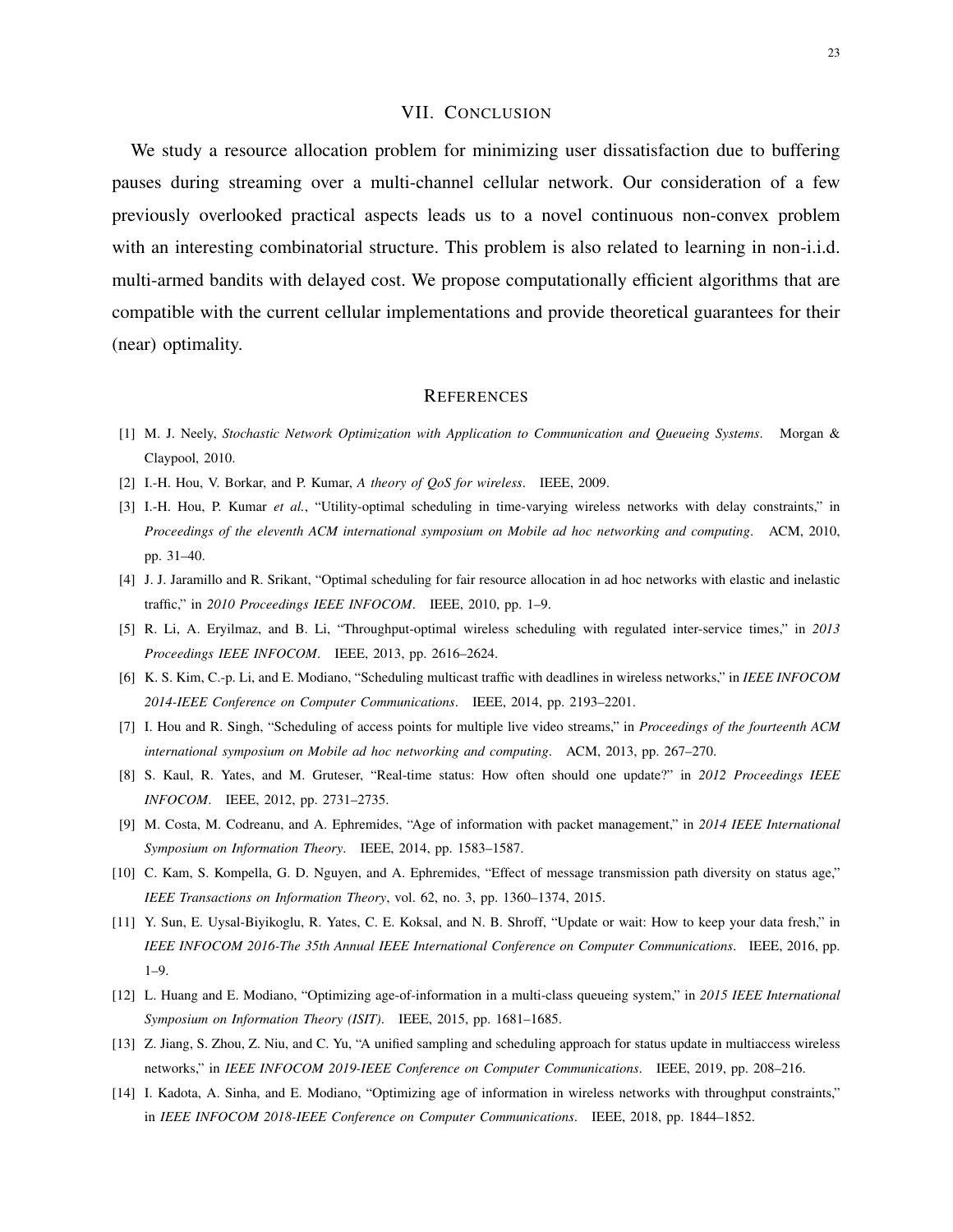## VII. Conclusion

We study a resource allocation problem for minimizing user dissatisfaction due to buffering pauses during streaming over a multi-channel cellular network. Our consideration of a few previously overlooked practical aspects leads us to a novel continuous non-convex problem with an interesting combinatorial structure. This problem is also related to learning in non-i.i.d. multi-armed bandits with delayed cost. We propose computationally efficient algorithms that are compatible with the current cellular implementations and provide theoretical guarantees for their (near) optimality.

## References

[1] M. J. Neely, *Stochastic Network Optimization with Application to Communication and Queueing Systems*. Morgan & Claypool, 2010.

[2] I.-H. Hou, V. Borkar, and P. Kumar, *A theory of QoS for wireless*. IEEE, 2009.

[3] I.-H. Hou, P. Kumar *et al.*, "Utility-optimal scheduling in time-varying wireless networks with delay constraints," in *Proceedings of the eleventh ACM international symposium on Mobile ad hoc networking and computing*. ACM, 2010, pp. 31–40.

[4] J. J. Jaramillo and R. Srikant, "Optimal scheduling for fair resource allocation in ad hoc networks with elastic and inelastic traffic," in *2010 Proceedings IEEE INFOCOM*. IEEE, 2010, pp. 1–9.

[5] R. Li, A. Eryilmaz, and B. Li, "Throughput-optimal wireless scheduling with regulated inter-service times," in *2013 Proceedings IEEE INFOCOM*. IEEE, 2013, pp. 2616–2624.

[6] K. S. Kim, C.-p. Li, and E. Modiano, "Scheduling multicast traffic with deadlines in wireless networks," in *IEEE INFOCOM 2014-IEEE Conference on Computer Communications*. IEEE, 2014, pp. 2193–2201.

[7] I. Hou and R. Singh, "Scheduling of access points for multiple live video streams," in *Proceedings of the fourteenth ACM international symposium on Mobile ad hoc networking and computing*. ACM, 2013, pp. 267–270.

[8] S. Kaul, R. Yates, and M. Gruteser, "Real-time status: How often should one update?" in *2012 Proceedings IEEE INFOCOM*. IEEE, 2012, pp. 2731–2735.

[9] M. Costa, M. Codreanu, and A. Ephremides, "Age of information with packet management," in *2014 IEEE International Symposium on Information Theory*. IEEE, 2014, pp. 1583–1587.

[10] C. Kam, S. Kompella, G. D. Nguyen, and A. Ephremides, "Effect of message transmission path diversity on status age," *IEEE Transactions on Information Theory*, vol. 62, no. 3, pp. 1360–1374, 2015.

[11] Y. Sun, E. Uysal-Biyikoglu, R. Yates, C. E. Koksal, and N. B. Shroff, "Update or wait: How to keep your data fresh," in *IEEE INFOCOM 2016-The 35th Annual IEEE International Conference on Computer Communications*. IEEE, 2016, pp. 1–9.

[12] L. Huang and E. Modiano, "Optimizing age-of-information in a multi-class queueing system," in *2015 IEEE International Symposium on Information Theory (ISIT)*. IEEE, 2015, pp. 1681–1685.

[13] Z. Jiang, S. Zhou, Z. Niu, and C. Yu, "A unified sampling and scheduling approach for status update in multiaccess wireless networks," in *IEEE INFOCOM 2019-IEEE Conference on Computer Communications*. IEEE, 2019, pp. 208–216.

[14] I. Kadota, A. Sinha, and E. Modiano, "Optimizing age of information in wireless networks with throughput constraints," in *IEEE INFOCOM 2018-IEEE Conference on Computer Communications*. IEEE, 2018, pp. 1844–1852.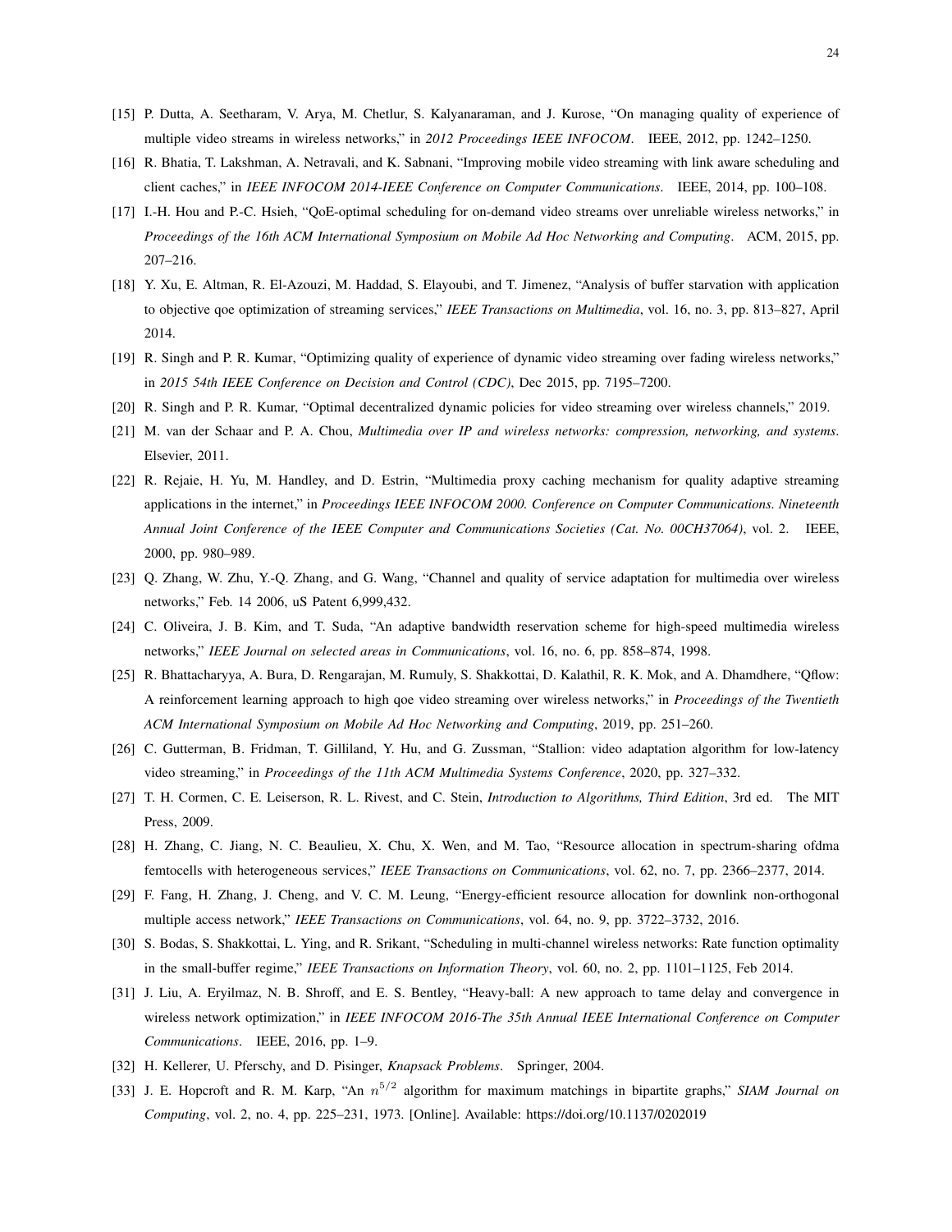[15] P. Dutta, A. Seetharam, V. Arya, M. Chetlur, S. Kalyanaraman, and J. Kurose, "On managing quality of experience of multiple video streams in wireless networks," in *2012 Proceedings IEEE INFOCOM*. IEEE, 2012, pp. 1242–1250.

[16] R. Bhatia, T. Lakshman, A. Netravali, and K. Sabnani, "Improving mobile video streaming with link aware scheduling and client caches," in *IEEE INFOCOM 2014-IEEE Conference on Computer Communications*. IEEE, 2014, pp. 100–108.

[17] I.-H. Hou and P.-C. Hsieh, "QoE-optimal scheduling for on-demand video streams over unreliable wireless networks," in *Proceedings of the 16th ACM International Symposium on Mobile Ad Hoc Networking and Computing*. ACM, 2015, pp. 207–216.

[18] Y. Xu, E. Altman, R. El-Azouzi, M. Haddad, S. Elayoubi, and T. Jimenez, "Analysis of buffer starvation with application to objective qoe optimization of streaming services," *IEEE Transactions on Multimedia*, vol. 16, no. 3, pp. 813–827, April 2014.

[19] R. Singh and P. R. Kumar, "Optimizing quality of experience of dynamic video streaming over fading wireless networks," in *2015 54th IEEE Conference on Decision and Control (CDC)*, Dec 2015, pp. 7195–7200.

[20] R. Singh and P. R. Kumar, "Optimal decentralized dynamic policies for video streaming over wireless channels," 2019.

[21] M. van der Schaar and P. A. Chou, *Multimedia over IP and wireless networks: compression, networking, and systems*. Elsevier, 2011.

[22] R. Rejaie, H. Yu, M. Handley, and D. Estrin, "Multimedia proxy caching mechanism for quality adaptive streaming applications in the internet," in *Proceedings IEEE INFOCOM 2000. Conference on Computer Communications. Nineteenth Annual Joint Conference of the IEEE Computer and Communications Societies (Cat. No. 00CH37064)*, vol. 2. IEEE, 2000, pp. 980–989.

[23] Q. Zhang, W. Zhu, Y.-Q. Zhang, and G. Wang, "Channel and quality of service adaptation for multimedia over wireless networks," Feb. 14 2006, uS Patent 6,999,432.

[24] C. Oliveira, J. B. Kim, and T. Suda, "An adaptive bandwidth reservation scheme for high-speed multimedia wireless networks," *IEEE Journal on selected areas in Communications*, vol. 16, no. 6, pp. 858–874, 1998.

[25] R. Bhattacharyya, A. Bura, D. Rengarajan, M. Rumuly, S. Shakkottai, D. Kalathil, R. K. Mok, and A. Dhamdhere, "Qflow: A reinforcement learning approach to high qoe video streaming over wireless networks," in *Proceedings of the Twentieth ACM International Symposium on Mobile Ad Hoc Networking and Computing*, 2019, pp. 251–260.

[26] C. Gutterman, B. Fridman, T. Gilliland, Y. Hu, and G. Zussman, "Stallion: video adaptation algorithm for low-latency video streaming," in *Proceedings of the 11th ACM Multimedia Systems Conference*, 2020, pp. 327–332.

[27] T. H. Cormen, C. E. Leiserson, R. L. Rivest, and C. Stein, *Introduction to Algorithms, Third Edition*, 3rd ed. The MIT Press, 2009.

[28] H. Zhang, C. Jiang, N. C. Beaulieu, X. Chu, X. Wen, and M. Tao, "Resource allocation in spectrum-sharing ofdma femtocells with heterogeneous services," *IEEE Transactions on Communications*, vol. 62, no. 7, pp. 2366–2377, 2014.

[29] F. Fang, H. Zhang, J. Cheng, and V. C. M. Leung, "Energy-efficient resource allocation for downlink non-orthogonal multiple access network," *IEEE Transactions on Communications*, vol. 64, no. 9, pp. 3722–3732, 2016.

[30] S. Bodas, S. Shakkottai, L. Ying, and R. Srikant, "Scheduling in multi-channel wireless networks: Rate function optimality in the small-buffer regime," *IEEE Transactions on Information Theory*, vol. 60, no. 2, pp. 1101–1125, Feb 2014.

[31] J. Liu, A. Eryilmaz, N. B. Shroff, and E. S. Bentley, "Heavy-ball: A new approach to tame delay and convergence in wireless network optimization," in *IEEE INFOCOM 2016-The 35th Annual IEEE International Conference on Computer Communications*. IEEE, 2016, pp. 1–9.

[32] H. Kellerer, U. Pferschy, and D. Pisinger, *Knapsack Problems*. Springer, 2004.

[33] J. E. Hopcroft and R. M. Karp, "An $n^{5/2}$ algorithm for maximum matchings in bipartite graphs," *SIAM Journal on Computing*, vol. 2, no. 4, pp. 225–231, 1973. [Online]. Available: https://doi.org/10.1137/0202019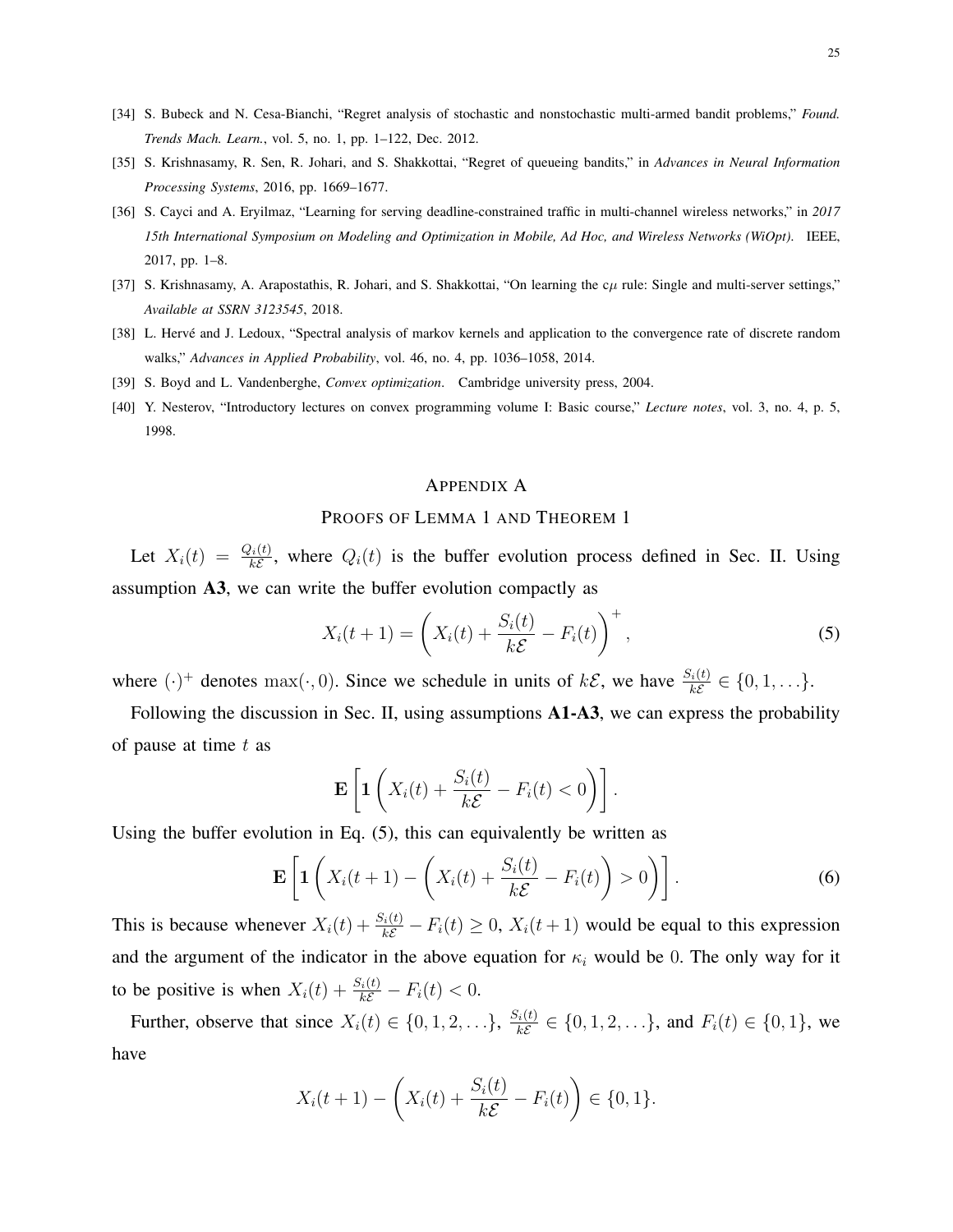[34] S. Bubeck and N. Cesa-Bianchi, "Regret analysis of stochastic and nonstochastic multi-armed bandit problems," *Found. Trends Mach. Learn.*, vol. 5, no. 1, pp. 1–122, Dec. 2012.

[35] S. Krishnasamy, R. Sen, R. Johari, and S. Shakkottai, "Regret of queueing bandits," in *Advances in Neural Information Processing Systems*, 2016, pp. 1669–1677.

[36] S. Cayci and A. Eryilmaz, "Learning for serving deadline-constrained traffic in multi-channel wireless networks," in *2017 15th International Symposium on Modeling and Optimization in Mobile, Ad Hoc, and Wireless Networks (WiOpt)*. IEEE, 2017, pp. 1–8.

[37] S. Krishnasamy, A. Arapostathis, R. Johari, and S. Shakkottai, "On learning the c$\mu$ rule: Single and multi-server settings," *Available at SSRN 3123545*, 2018.

[38] L. Hervé and J. Ledoux, "Spectral analysis of markov kernels and application to the convergence rate of discrete random walks," *Advances in Applied Probability*, vol. 46, no. 4, pp. 1036–1058, 2014.

[39] S. Boyd and L. Vandenberghe, *Convex optimization*. Cambridge university press, 2004.

[40] Y. Nesterov, "Introductory lectures on convex programming volume I: Basic course," *Lecture notes*, vol. 3, no. 4, p. 5, 1998.

# Appendix A
## Proofs of Lemma 1 and Theorem 1

Let $X_i(t) = \frac{Q_i(t)}{k\mathcal{E}}$, where $Q_i(t)$ is the buffer evolution process defined in Sec. II. Using assumption **A3**, we can write the buffer evolution compactly as

$$X_i(t+1) = \left( X_i(t) + \frac{S_i(t)}{k\mathcal{E}} - F_i(t) \right)^+, \tag{5}$$

where $(\cdot)^+$ denotes $\max(\cdot, 0)$. Since we schedule in units of $k\mathcal{E}$, we have $\frac{S_i(t)}{k\mathcal{E}} \in \{0, 1, \ldots\}$.

Following the discussion in Sec. II, using assumptions **A1-A3**, we can express the probability of pause at time $t$ as

$$\mathbf{E}\left[ \mathbf{1}\left( X_i(t) + \frac{S_i(t)}{k\mathcal{E}} - F_i(t) < 0 \right) \right].$$

Using the buffer evolution in Eq. (5), this can equivalently be written as

$$\mathbf{E}\left[ \mathbf{1}\left( X_i(t+1) - \left( X_i(t) + \frac{S_i(t)}{k\mathcal{E}} - F_i(t) \right) > 0 \right) \right]. \tag{6}$$

This is because whenever $X_i(t) + \frac{S_i(t)}{k\mathcal{E}} - F_i(t) \geq 0$, $X_i(t+1)$ would be equal to this expression and the argument of the indicator in the above equation for $\kappa_i$ would be $0$. The only way for it to be positive is when $X_i(t) + \frac{S_i(t)}{k\mathcal{E}} - F_i(t) < 0$.

Further, observe that since $X_i(t) \in \{0, 1, 2, \ldots\}$, $\frac{S_i(t)}{k\mathcal{E}} \in \{0, 1, 2, \ldots\}$, and $F_i(t) \in \{0, 1\}$, we have

$$X_i(t+1) - \left( X_i(t) + \frac{S_i(t)}{k\mathcal{E}} - F_i(t) \right) \in \{0, 1\}.$$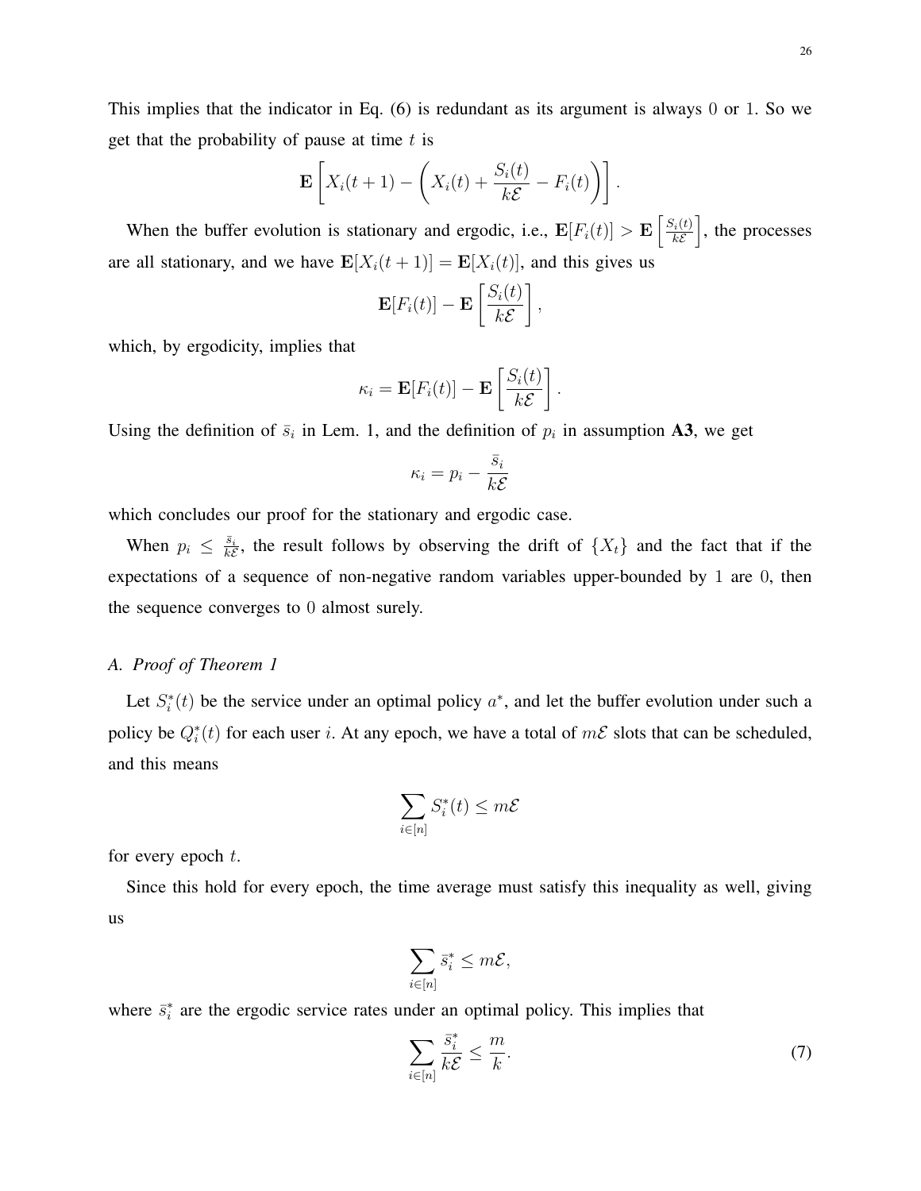This implies that the indicator in Eq. (6) is redundant as its argument is always 0 or 1. So we get that the probability of pause at time $t$ is

$$\mathbf{E}\left[X_i(t+1) - \left(X_i(t) + \frac{S_i(t)}{k\mathcal{E}} - F_i(t)\right)\right].$$

When the buffer evolution is stationary and ergodic, i.e., $\mathbf{E}[F_i(t)] > \mathbf{E}\left[\frac{S_i(t)}{k\mathcal{E}}\right]$, the processes are all stationary, and we have $\mathbf{E}[X_i(t+1)] = \mathbf{E}[X_i(t)]$, and this gives us

$$\mathbf{E}[F_i(t)] - \mathbf{E}\left[\frac{S_i(t)}{k\mathcal{E}}\right],$$

which, by ergodicity, implies that

$$\kappa_i = \mathbf{E}[F_i(t)] - \mathbf{E}\left[\frac{S_i(t)}{k\mathcal{E}}\right].$$

Using the definition of $\bar{s}_i$ in Lem. 1, and the definition of $p_i$ in assumption **A3**, we get

$$\kappa_i = p_i - \frac{\bar{s}_i}{k\mathcal{E}}$$

which concludes our proof for the stationary and ergodic case.

When $p_i \leq \frac{\bar{s}_i}{k\mathcal{E}}$, the result follows by observing the drift of $\{X_t\}$ and the fact that if the expectations of a sequence of non-negative random variables upper-bounded by 1 are 0, then the sequence converges to 0 almost surely.

### A. Proof of Theorem 1

Let $S_i^*(t)$ be the service under an optimal policy $a^*$, and let the buffer evolution under such a policy be $Q_i^*(t)$ for each user $i$. At any epoch, we have a total of $m\mathcal{E}$ slots that can be scheduled, and this means

$$\sum_{i\in[n]} S_i^*(t) \leq m\mathcal{E}$$

for every epoch $t$.

Since this hold for every epoch, the time average must satisfy this inequality as well, giving us

$$\sum_{i\in[n]} \bar{s}_i^* \leq m\mathcal{E},$$

where $\bar{s}_i^*$ are the ergodic service rates under an optimal policy. This implies that

$$\sum_{i\in[n]} \frac{\bar{s}_i^*}{k\mathcal{E}} \leq \frac{m}{k}. \tag{7}$$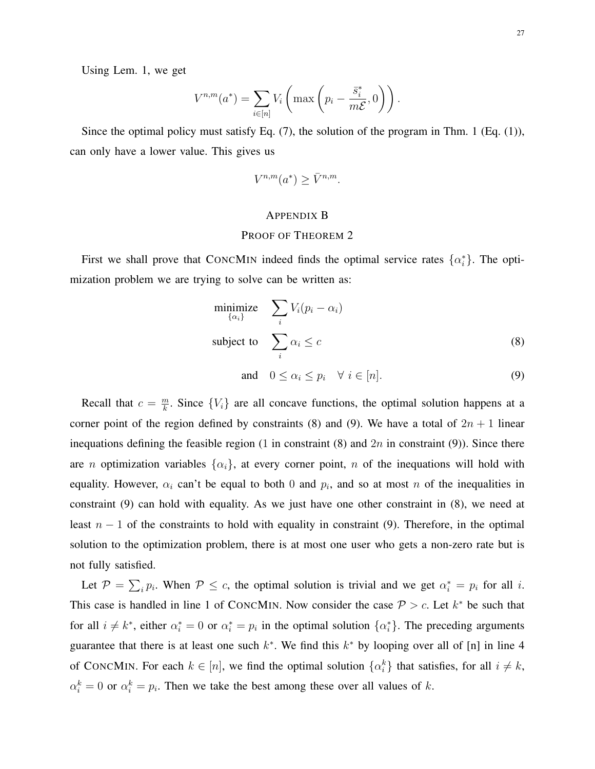Using Lem. 1, we get

$$V^{n,m}(a^*) = \sum_{i \in [n]} V_i \left( \max \left( p_i - \frac{\bar{s}_i^*}{m\mathcal{E}}, 0 \right) \right).$$

Since the optimal policy must satisfy Eq. (7), the solution of the program in Thm. 1 (Eq. (1)), can only have a lower value. This gives us

$$V^{n,m}(a^*) \geq \bar{V}^{n,m}.$$

## APPENDIX B
## PROOF OF THEOREM 2

First we shall prove that ConcMin indeed finds the optimal service rates $\{\alpha_i^*\}$. The optimization problem we are trying to solve can be written as:

$$\begin{aligned}
\underset{\{\alpha_i\}}{\text{minimize}} \quad & \sum_i V_i(p_i - \alpha_i) \\
\text{subject to} \quad & \sum_i \alpha_i \leq c \qquad (8) \\
\text{and} \quad & 0 \leq \alpha_i \leq p_i \quad \forall \; i \in [n]. \qquad (9)
\end{aligned}$$

Recall that $c = \frac{m}{k}$. Since $\{V_i\}$ are all concave functions, the optimal solution happens at a corner point of the region defined by constraints (8) and (9). We have a total of $2n+1$ linear inequations defining the feasible region (1 in constraint (8) and $2n$ in constraint (9)). Since there are $n$ optimization variables $\{\alpha_i\}$, at every corner point, $n$ of the inequations will hold with equality. However, $\alpha_i$ can't be equal to both $0$ and $p_i$, and so at most $n$ of the inequalities in constraint (9) can hold with equality. As we just have one other constraint in (8), we need at least $n-1$ of the constraints to hold with equality in constraint (9). Therefore, in the optimal solution to the optimization problem, there is at most one user who gets a non-zero rate but is not fully satisfied.

Let $\mathcal{P} = \sum_i p_i$. When $\mathcal{P} \leq c$, the optimal solution is trivial and we get $\alpha_i^* = p_i$ for all $i$. This case is handled in line 1 of ConcMin. Now consider the case $\mathcal{P} > c$. Let $k^*$ be such that for all $i \neq k^*$, either $\alpha_i^* = 0$ or $\alpha_i^* = p_i$ in the optimal solution $\{\alpha_i^*\}$. The preceding arguments guarantee that there is at least one such $k^*$. We find this $k^*$ by looping over all of [n] in line 4 of ConcMin. For each $k \in [n]$, we find the optimal solution $\{\alpha_i^k\}$ that satisfies, for all $i \neq k$, $\alpha_i^k = 0$ or $\alpha_i^k = p_i$. Then we take the best among these over all values of $k$.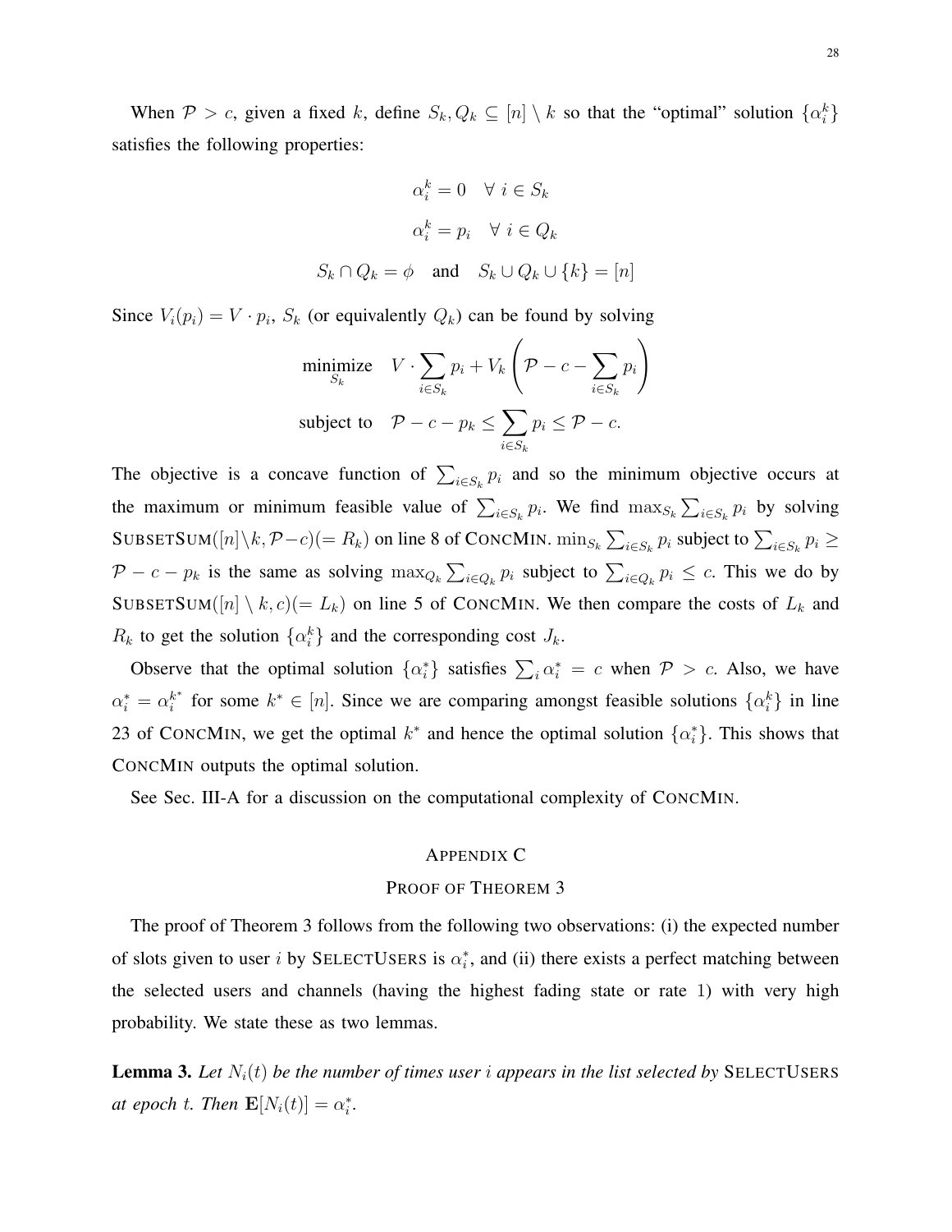When $\mathcal{P} > c$, given a fixed $k$, define $S_k, Q_k \subseteq [n] \setminus k$ so that the "optimal" solution $\{\alpha_i^k\}$ satisfies the following properties:

$$\alpha_i^k = 0 \quad \forall\ i \in S_k$$

$$\alpha_i^k = p_i \quad \forall\ i \in Q_k$$

$$S_k \cap Q_k = \phi \quad \text{and} \quad S_k \cup Q_k \cup \{k\} = [n]$$

Since $V_i(p_i) = V \cdot p_i$, $S_k$ (or equivalently $Q_k$) can be found by solving

$$\begin{aligned} \underset{S_k}{\text{minimize}} \quad & V \cdot \sum_{i \in S_k} p_i + V_k \left( \mathcal{P} - c - \sum_{i \in S_k} p_i \right) \\ \text{subject to} \quad & \mathcal{P} - c - p_k \leq \sum_{i \in S_k} p_i \leq \mathcal{P} - c. \end{aligned}$$

The objective is a concave function of $\sum_{i \in S_k} p_i$ and so the minimum objective occurs at the maximum or minimum feasible value of $\sum_{i \in S_k} p_i$. We find $\max_{S_k} \sum_{i \in S_k} p_i$ by solving SUBSETSUM$([n] \setminus k, \mathcal{P} - c)(= R_k)$ on line 8 of CONCMIN. $\min_{S_k} \sum_{i \in S_k} p_i$ subject to $\sum_{i \in S_k} p_i \geq \mathcal{P} - c - p_k$ is the same as solving $\max_{Q_k} \sum_{i \in Q_k} p_i$ subject to $\sum_{i \in Q_k} p_i \leq c$. This we do by SUBSETSUM$([n] \setminus k, c)(= L_k)$ on line 5 of CONCMIN. We then compare the costs of $L_k$ and $R_k$ to get the solution $\{\alpha_i^k\}$ and the corresponding cost $J_k$.

Observe that the optimal solution $\{\alpha_i^*\}$ satisfies $\sum_i \alpha_i^* = c$ when $\mathcal{P} > c$. Also, we have $\alpha_i^* = \alpha_i^{k^*}$ for some $k^* \in [n]$. Since we are comparing amongst feasible solutions $\{\alpha_i^k\}$ in line 23 of CONCMIN, we get the optimal $k^*$ and hence the optimal solution $\{\alpha_i^*\}$. This shows that CONCMIN outputs the optimal solution.

See Sec. III-A for a discussion on the computational complexity of CONCMIN.

## APPENDIX C
## PROOF OF THEOREM 3

The proof of Theorem 3 follows from the following two observations: (i) the expected number of slots given to user $i$ by SELECTUSERS is $\alpha_i^*$, and (ii) there exists a perfect matching between the selected users and channels (having the highest fading state or rate 1) with very high probability. We state these as two lemmas.

**Lemma 3.** *Let $N_i(t)$ be the number of times user $i$ appears in the list selected by* SELECTUSERS *at epoch $t$. Then $\mathbf{E}[N_i(t)] = \alpha_i^*$.*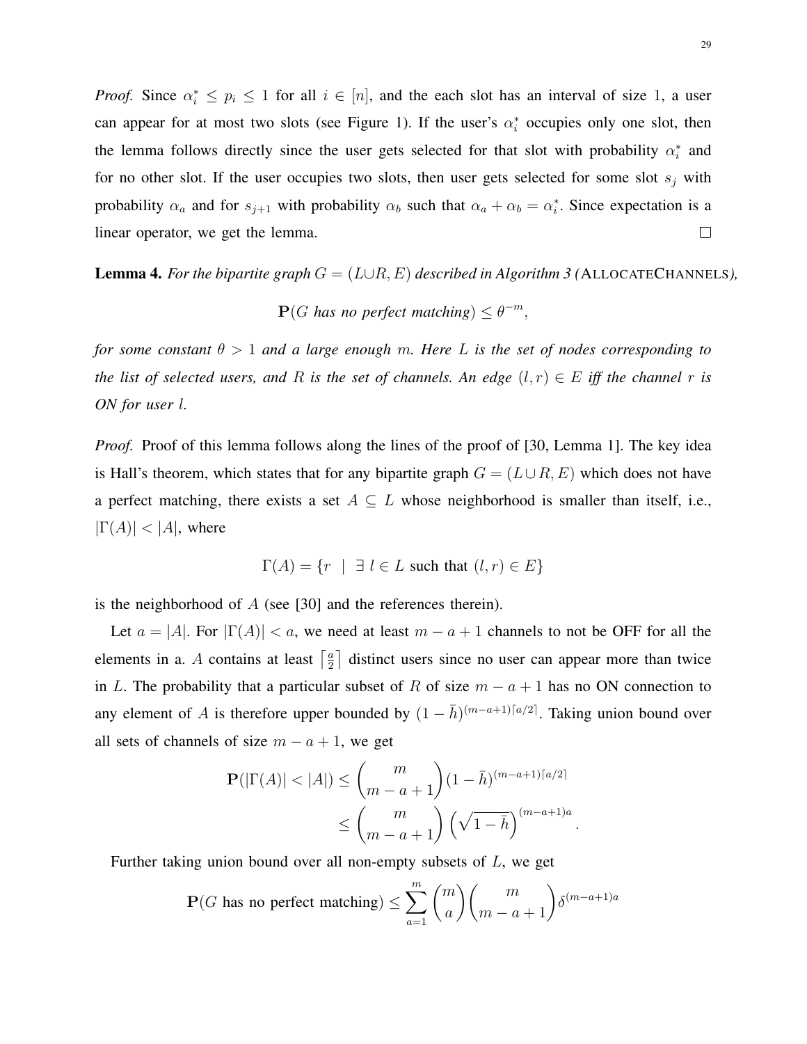*Proof.* Since $\alpha_i^* \leq p_i \leq 1$ for all $i \in [n]$, and the each slot has an interval of size 1, a user can appear for at most two slots (see Figure 1). If the user's $\alpha_i^*$ occupies only one slot, then the lemma follows directly since the user gets selected for that slot with probability $\alpha_i^*$ and for no other slot. If the user occupies two slots, then user gets selected for some slot $s_j$ with probability $\alpha_a$ and for $s_{j+1}$ with probability $\alpha_b$ such that $\alpha_a + \alpha_b = \alpha_i^*$. Since expectation is a linear operator, we get the lemma. □

**Lemma 4.** *For the bipartite graph $G = (L \cup R, E)$ described in Algorithm 3 (*ALLOCATECHANNELS*),*

$$\mathbf{P}(G \text{ has no perfect matching}) \leq \theta^{-m},$$

*for some constant $\theta > 1$ and a large enough $m$. Here $L$ is the set of nodes corresponding to the list of selected users, and $R$ is the set of channels. An edge $(l, r) \in E$ iff the channel $r$ is ON for user $l$.*

*Proof.* Proof of this lemma follows along the lines of the proof of [30, Lemma 1]. The key idea is Hall's theorem, which states that for any bipartite graph $G = (L \cup R, E)$ which does not have a perfect matching, there exists a set $A \subseteq L$ whose neighborhood is smaller than itself, i.e., $|\Gamma(A)| < |A|$, where

$$\Gamma(A) = \{r \mid \exists\, l \in L \text{ such that } (l, r) \in E\}$$

is the neighborhood of $A$ (see [30] and the references therein).

Let $a = |A|$. For $|\Gamma(A)| < a$, we need at least $m - a + 1$ channels to not be OFF for all the elements in a. $A$ contains at least $\left\lceil \frac{a}{2} \right\rceil$ distinct users since no user can appear more than twice in $L$. The probability that a particular subset of $R$ of size $m - a + 1$ has no ON connection to any element of $A$ is therefore upper bounded by $(1 - \bar{h})^{(m-a+1)\lceil a/2 \rceil}$. Taking union bound over all sets of channels of size $m - a + 1$, we get

$$\begin{aligned}
\mathbf{P}(|\Gamma(A)| < |A|) &\leq \binom{m}{m-a+1} (1 - \bar{h})^{(m-a+1)\lceil a/2 \rceil} \\
&\leq \binom{m}{m-a+1} \left(\sqrt{1 - \bar{h}}\right)^{(m-a+1)a}.
\end{aligned}$$

Further taking union bound over all non-empty subsets of $L$, we get

$$\mathbf{P}(G \text{ has no perfect matching}) \leq \sum_{a=1}^{m} \binom{m}{a} \binom{m}{m-a+1} \delta^{(m-a+1)a}$$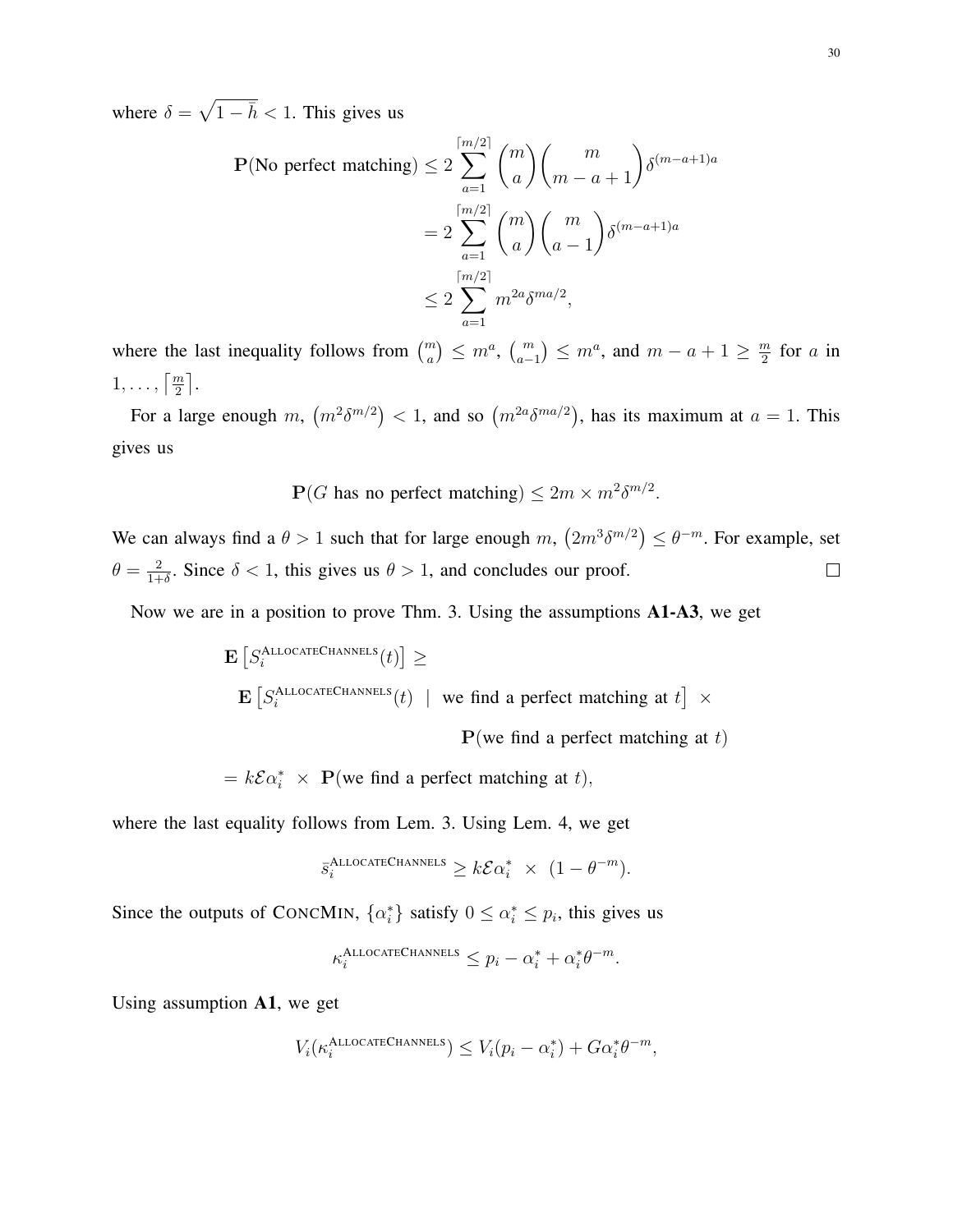where $\delta = \sqrt{1-\bar{h}} < 1$. This gives us

$$
\begin{aligned}
\mathbf{P}(\text{No perfect matching}) &\leq 2 \sum_{a=1}^{\lceil m/2 \rceil} \binom{m}{a} \binom{m}{m-a+1} \delta^{(m-a+1)a} \\
&= 2 \sum_{a=1}^{\lceil m/2 \rceil} \binom{m}{a} \binom{m}{a-1} \delta^{(m-a+1)a} \\
&\leq 2 \sum_{a=1}^{\lceil m/2 \rceil} m^{2a} \delta^{ma/2},
\end{aligned}
$$

where the last inequality follows from $\binom{m}{a} \leq m^a$, $\binom{m}{a-1} \leq m^a$, and $m - a + 1 \geq \frac{m}{2}$ for $a$ in $1, \ldots, \lceil \frac{m}{2} \rceil$.

For a large enough $m$, $\left(m^2 \delta^{m/2}\right) < 1$, and so $\left(m^{2a}\delta^{ma/2}\right)$, has its maximum at $a = 1$. This gives us

$$
\mathbf{P}(G \text{ has no perfect matching}) \leq 2m \times m^2 \delta^{m/2}.
$$

We can always find a $\theta > 1$ such that for large enough $m$, $\left(2m^3 \delta^{m/2}\right) \leq \theta^{-m}$. For example, set $\theta = \frac{2}{1+\delta}$. Since $\delta < 1$, this gives us $\theta > 1$, and concludes our proof. $\square$

Now we are in a position to prove Thm. 3. Using the assumptions **A1-A3**, we get

$$
\begin{aligned}
&\mathbf{E}\left[S_i^{\text{AllocateChannels}}(t)\right] \geq \\
&\quad \mathbf{E}\left[S_i^{\text{AllocateChannels}}(t) \;\mid\; \text{we find a perfect matching at } t\right] \times \\
&\qquad\qquad\qquad\qquad \mathbf{P}(\text{we find a perfect matching at } t) \\
&= k\mathcal{E}\alpha_i^* \;\times\; \mathbf{P}(\text{we find a perfect matching at } t),
\end{aligned}
$$

where the last equality follows from Lem. 3. Using Lem. 4, we get

$$
\bar{s}_i^{\text{AllocateChannels}} \geq k\mathcal{E}\alpha_i^* \;\times\; (1 - \theta^{-m}).
$$

Since the outputs of ConcMin, $\{\alpha_i^*\}$ satisfy $0 \leq \alpha_i^* \leq p_i$, this gives us

$$
\kappa_i^{\text{AllocateChannels}} \leq p_i - \alpha_i^* + \alpha_i^* \theta^{-m}.
$$

Using assumption **A1**, we get

$$
V_i(\kappa_i^{\text{AllocateChannels}}) \leq V_i(p_i - \alpha_i^*) + G\alpha_i^* \theta^{-m},
$$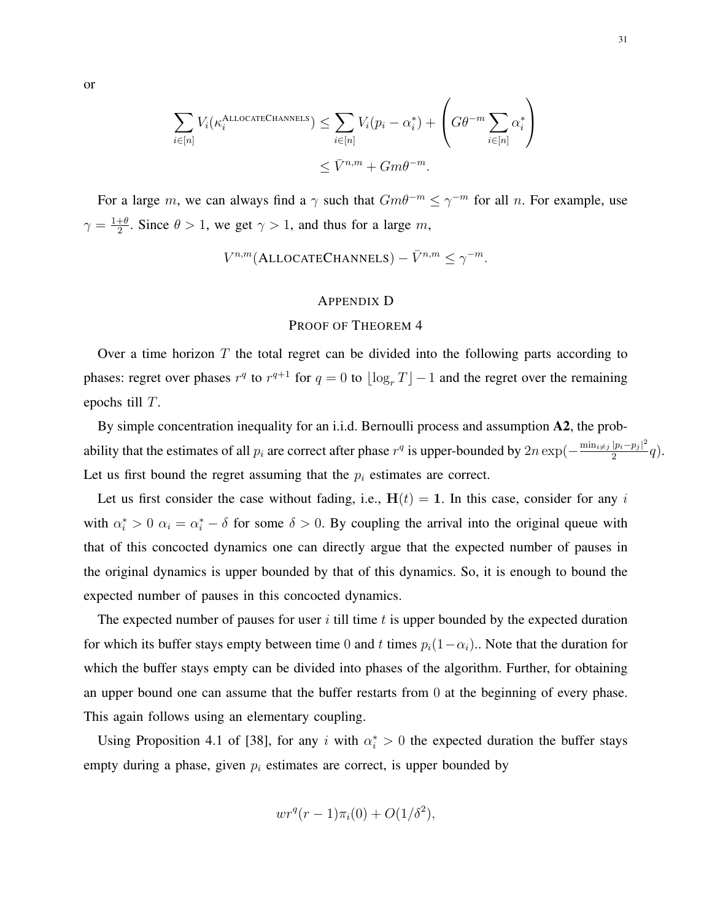or

$$\sum_{i\in[n]} V_i(\kappa_i^{\text{ALLOCATECHANNELS}}) \leq \sum_{i\in[n]} V_i(p_i - \alpha_i^*) + \left( G\theta^{-m} \sum_{i\in[n]} \alpha_i^* \right)$$
$$\leq \bar{V}^{n,m} + Gm\theta^{-m}.$$

For a large $m$, we can always find a $\gamma$ such that $Gm\theta^{-m} \leq \gamma^{-m}$ for all $n$. For example, use $\gamma = \frac{1+\theta}{2}$. Since $\theta > 1$, we get $\gamma > 1$, and thus for a large $m$,

$$V^{n,m}(\text{ALLOCATECHANNELS}) - \bar{V}^{n,m} \leq \gamma^{-m}.$$

## APPENDIX D
## PROOF OF THEOREM 4

Over a time horizon $T$ the total regret can be divided into the following parts according to phases: regret over phases $r^q$ to $r^{q+1}$ for $q = 0$ to $\lfloor \log_r T \rfloor - 1$ and the regret over the remaining epochs till $T$.

By simple concentration inequality for an i.i.d. Bernoulli process and assumption **A2**, the probability that the estimates of all $p_i$ are correct after phase $r^q$ is upper-bounded by $2n\exp(-\frac{\min_{i\neq j}|p_i - p_j|^2}{2}q)$. Let us first bound the regret assuming that the $p_i$ estimates are correct.

Let us first consider the case without fading, i.e., $\mathbf{H}(t) = \mathbf{1}$. In this case, consider for any $i$ with $\alpha_i^* > 0$ $\alpha_i = \alpha_i^* - \delta$ for some $\delta > 0$. By coupling the arrival into the original queue with that of this concocted dynamics one can directly argue that the expected number of pauses in the original dynamics is upper bounded by that of this dynamics. So, it is enough to bound the expected number of pauses in this concocted dynamics.

The expected number of pauses for user $i$ till time $t$ is upper bounded by the expected duration for which its buffer stays empty between time $0$ and $t$ times $p_i(1-\alpha_i)$.. Note that the duration for which the buffer stays empty can be divided into phases of the algorithm. Further, for obtaining an upper bound one can assume that the buffer restarts from $0$ at the beginning of every phase. This again follows using an elementary coupling.

Using Proposition 4.1 of [38], for any $i$ with $\alpha_i^* > 0$ the expected duration the buffer stays empty during a phase, given $p_i$ estimates are correct, is upper bounded by

$$wr^q(r-1)\pi_i(0) + O(1/\delta^2),$$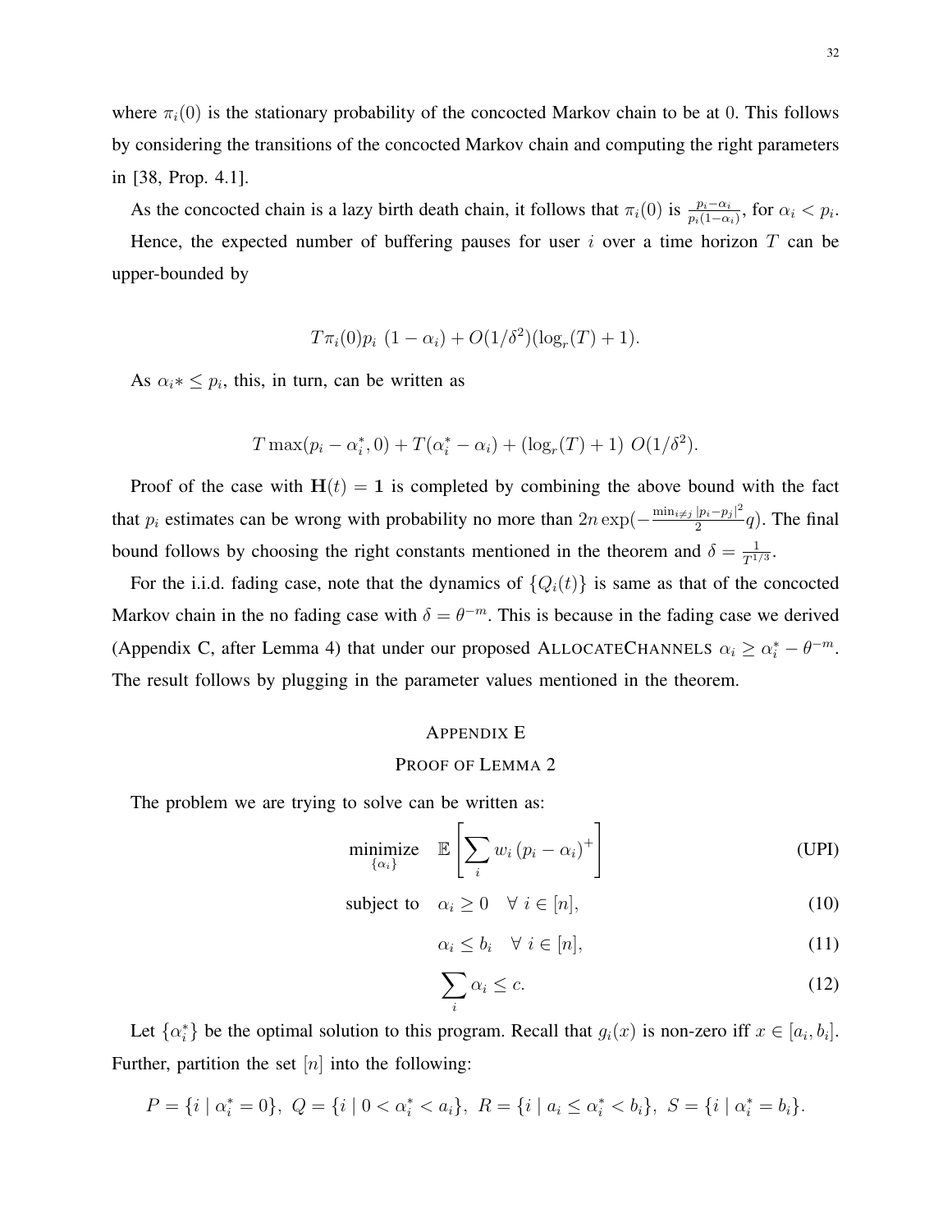where $\pi_i(0)$ is the stationary probability of the concocted Markov chain to be at 0. This follows by considering the transitions of the concocted Markov chain and computing the right parameters in [38, Prop. 4.1].

As the concocted chain is a lazy birth death chain, it follows that $\pi_i(0)$ is $\frac{p_i - \alpha_i}{p_i(1-\alpha_i)}$, for $\alpha_i < p_i$.

Hence, the expected number of buffering pauses for user $i$ over a time horizon $T$ can be upper-bounded by

$$T\pi_i(0)p_i \ (1-\alpha_i) + O(1/\delta^2)(\log_r(T) + 1).$$

As $\alpha_i* \leq p_i$, this, in turn, can be written as

$$T\max(p_i - \alpha_i^*, 0) + T(\alpha_i^* - \alpha_i) + (\log_r(T) + 1)\ O(1/\delta^2).$$

Proof of the case with $\mathbf{H}(t) = \mathbf{1}$ is completed by combining the above bound with the fact that $p_i$ estimates can be wrong with probability no more than $2n\exp(-\frac{\min_{i\neq j}|p_i - p_j|^2}{2}q)$. The final bound follows by choosing the right constants mentioned in the theorem and $\delta = \frac{1}{T^{1/3}}$.

For the i.i.d. fading case, note that the dynamics of $\{Q_i(t)\}$ is same as that of the concocted Markov chain in the no fading case with $\delta = \theta^{-m}$. This is because in the fading case we derived (Appendix C, after Lemma 4) that under our proposed AllocateChannels $\alpha_i \geq \alpha_i^* - \theta^{-m}$. The result follows by plugging in the parameter values mentioned in the theorem.

## Appendix E
## Proof of Lemma 2

The problem we are trying to solve can be written as:

$$\underset{\{\alpha_i\}}{\text{minimize}} \quad \mathbb{E}\left[\sum_i w_i\,(p_i - \alpha_i)^+\right] \tag{UPI}$$

$$\text{subject to} \quad \alpha_i \geq 0 \quad \forall\ i \in [n], \tag{10}$$

$$\alpha_i \leq b_i \quad \forall\ i \in [n], \tag{11}$$

$$\sum_i \alpha_i \leq c. \tag{12}$$

Let $\{\alpha_i^*\}$ be the optimal solution to this program. Recall that $g_i(x)$ is non-zero iff $x \in [a_i, b_i]$. Further, partition the set $[n]$ into the following:

$$P = \{i \mid \alpha_i^* = 0\},\ Q = \{i \mid 0 < \alpha_i^* < a_i\},\ R = \{i \mid a_i \leq \alpha_i^* < b_i\},\ S = \{i \mid \alpha_i^* = b_i\}.$$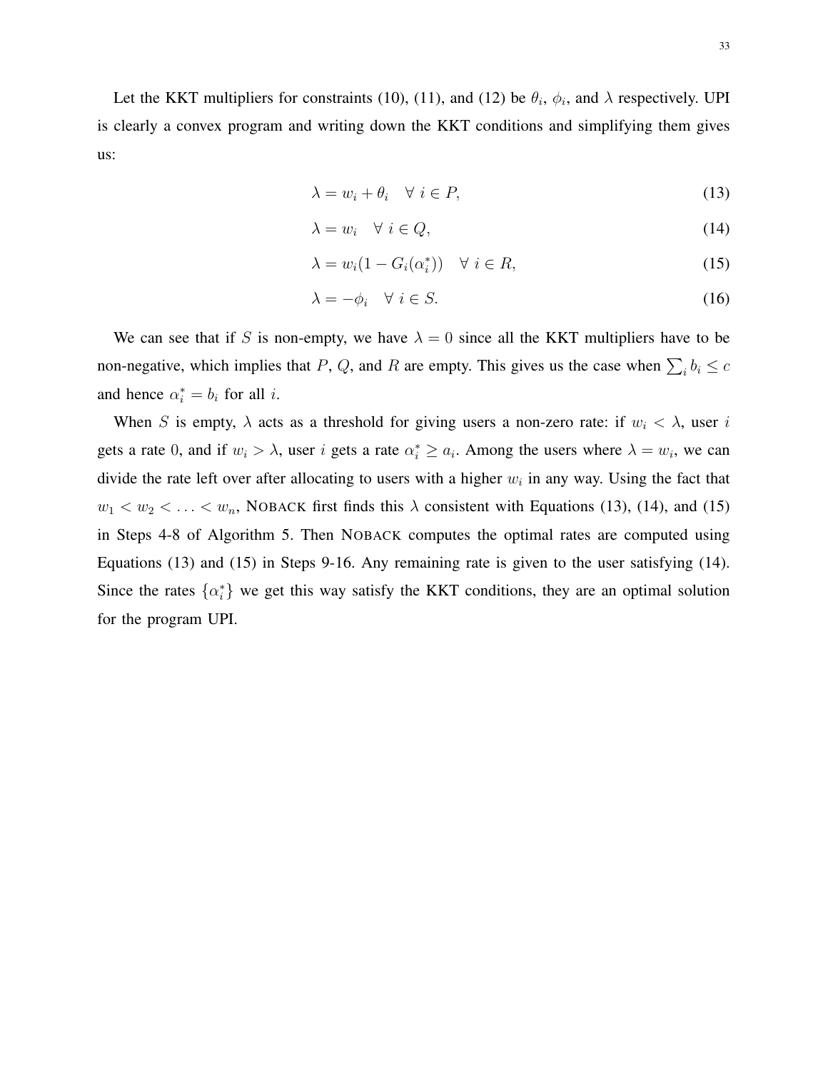Let the KKT multipliers for constraints (10), (11), and (12) be $\theta_i$, $\phi_i$, and $\lambda$ respectively. UPI is clearly a convex program and writing down the KKT conditions and simplifying them gives us:

$$\lambda = w_i + \theta_i \quad \forall\ i \in P, \tag{13}$$

$$\lambda = w_i \quad \forall\ i \in Q, \tag{14}$$

$$\lambda = w_i(1 - G_i(\alpha_i^*)) \quad \forall\ i \in R, \tag{15}$$

$$\lambda = -\phi_i \quad \forall\ i \in S. \tag{16}$$

We can see that if $S$ is non-empty, we have $\lambda = 0$ since all the KKT multipliers have to be non-negative, which implies that $P$, $Q$, and $R$ are empty. This gives us the case when $\sum_i b_i \leq c$ and hence $\alpha_i^* = b_i$ for all $i$.

When $S$ is empty, $\lambda$ acts as a threshold for giving users a non-zero rate: if $w_i < \lambda$, user $i$ gets a rate $0$, and if $w_i > \lambda$, user $i$ gets a rate $\alpha_i^* \geq a_i$. Among the users where $\lambda = w_i$, we can divide the rate left over after allocating to users with a higher $w_i$ in any way. Using the fact that $w_1 < w_2 < \ldots < w_n$, NoBack first finds this $\lambda$ consistent with Equations (13), (14), and (15) in Steps 4-8 of Algorithm 5. Then NoBack computes the optimal rates are computed using Equations (13) and (15) in Steps 9-16. Any remaining rate is given to the user satisfying (14). Since the rates $\{\alpha_i^*\}$ we get this way satisfy the KKT conditions, they are an optimal solution for the program UPI.